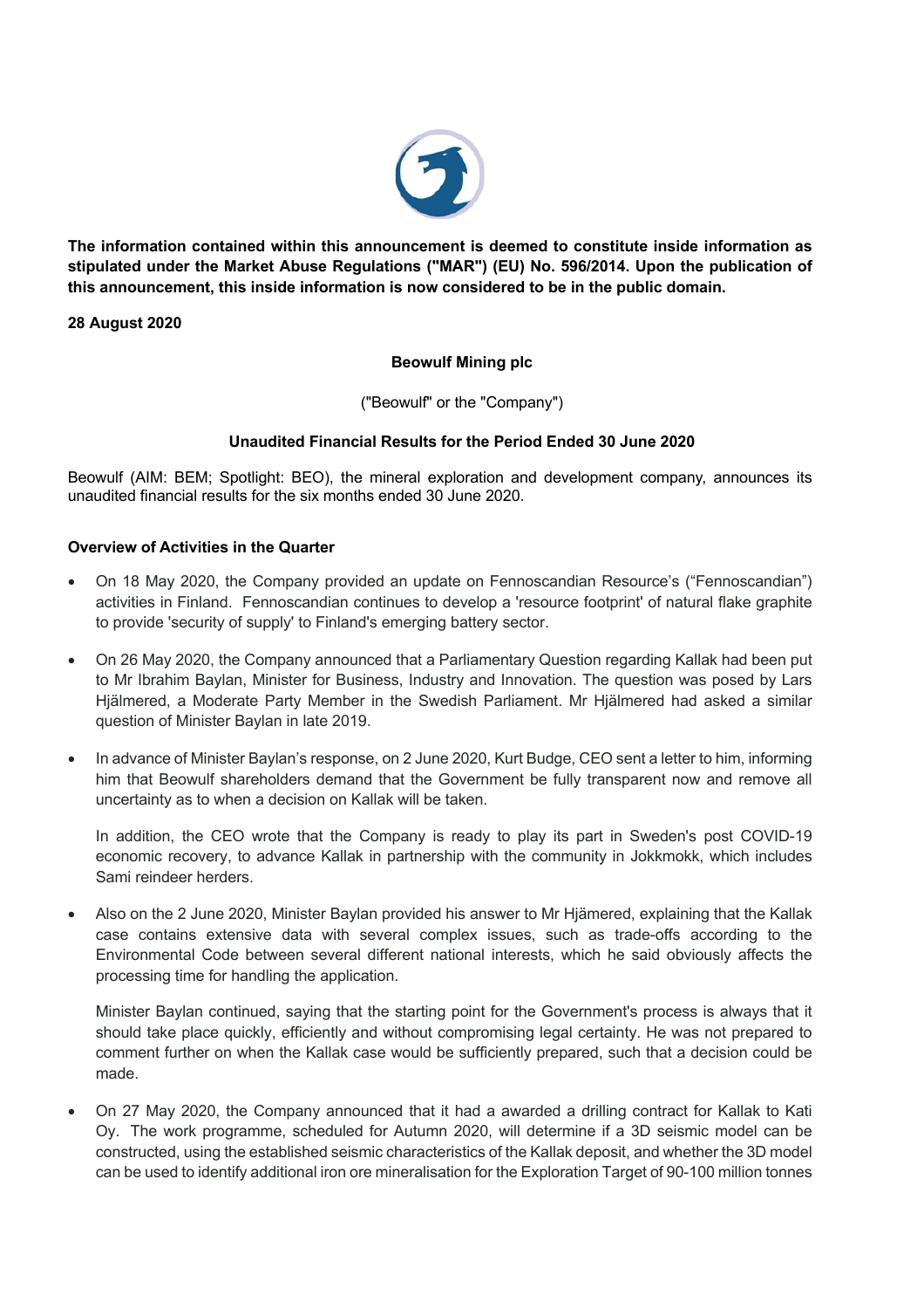**The information contained within this announcement is deemed to constitute inside information as stipulated under the Market Abuse Regulations ("MAR") (EU) No. 596/2014. Upon the publication of this announcement, this inside information is now considered to be in the public domain.**

**28 August 2020**

**Beowulf Mining plc**

("Beowulf" or the "Company")

**Unaudited Financial Results for the Period Ended 30 June 2020**

Beowulf (AIM: BEM; Spotlight: BEO), the mineral exploration and development company, announces its unaudited financial results for the six months ended 30 June 2020.

**Overview of Activities in the Quarter**

- On 18 May 2020, the Company provided an update on Fennoscandian Resource's ("Fennoscandian") activities in Finland. Fennoscandian continues to develop a 'resource footprint' of natural flake graphite to provide 'security of supply' to Finland's emerging battery sector.

- On 26 May 2020, the Company announced that a Parliamentary Question regarding Kallak had been put to Mr Ibrahim Baylan, Minister for Business, Industry and Innovation. The question was posed by Lars Hjälmered, a Moderate Party Member in the Swedish Parliament. Mr Hjälmered had asked a similar question of Minister Baylan in late 2019.

- In advance of Minister Baylan's response, on 2 June 2020, Kurt Budge, CEO sent a letter to him, informing him that Beowulf shareholders demand that the Government be fully transparent now and remove all uncertainty as to when a decision on Kallak will be taken.

  In addition, the CEO wrote that the Company is ready to play its part in Sweden's post COVID-19 economic recovery, to advance Kallak in partnership with the community in Jokkmokk, which includes Sami reindeer herders.

- Also on the 2 June 2020, Minister Baylan provided his answer to Mr Hjämered, explaining that the Kallak case contains extensive data with several complex issues, such as trade-offs according to the Environmental Code between several different national interests, which he said obviously affects the processing time for handling the application.

  Minister Baylan continued, saying that the starting point for the Government's process is always that it should take place quickly, efficiently and without compromising legal certainty. He was not prepared to comment further on when the Kallak case would be sufficiently prepared, such that a decision could be made.

- On 27 May 2020, the Company announced that it had a awarded a drilling contract for Kallak to Kati Oy. The work programme, scheduled for Autumn 2020, will determine if a 3D seismic model can be constructed, using the established seismic characteristics of the Kallak deposit, and whether the 3D model can be used to identify additional iron ore mineralisation for the Exploration Target of 90-100 million tonnes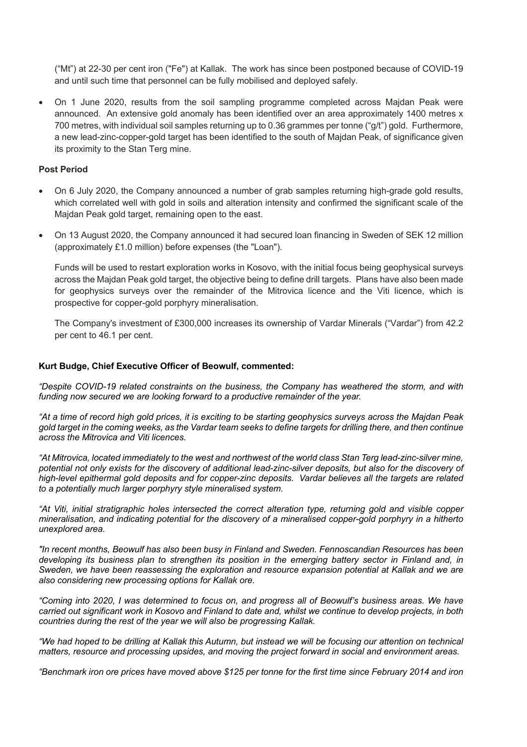("Mt") at 22-30 per cent iron ("Fe") at Kallak. The work has since been postponed because of COVID-19 and until such time that personnel can be fully mobilised and deployed safely.

- On 1 June 2020, results from the soil sampling programme completed across Majdan Peak were announced. An extensive gold anomaly has been identified over an area approximately 1400 metres x 700 metres, with individual soil samples returning up to 0.36 grammes per tonne ("g/t") gold. Furthermore, a new lead-zinc-copper-gold target has been identified to the south of Majdan Peak, of significance given its proximity to the Stan Terg mine.

**Post Period**

- On 6 July 2020, the Company announced a number of grab samples returning high-grade gold results, which correlated well with gold in soils and alteration intensity and confirmed the significant scale of the Majdan Peak gold target, remaining open to the east.

- On 13 August 2020, the Company announced it had secured loan financing in Sweden of SEK 12 million (approximately £1.0 million) before expenses (the "Loan").

  Funds will be used to restart exploration works in Kosovo, with the initial focus being geophysical surveys across the Majdan Peak gold target, the objective being to define drill targets. Plans have also been made for geophysics surveys over the remainder of the Mitrovica licence and the Viti licence, which is prospective for copper-gold porphyry mineralisation.

  The Company's investment of £300,000 increases its ownership of Vardar Minerals ("Vardar") from 42.2 per cent to 46.1 per cent.

**Kurt Budge, Chief Executive Officer of Beowulf, commented:**

*"Despite COVID-19 related constraints on the business, the Company has weathered the storm, and with funding now secured we are looking forward to a productive remainder of the year.*

*"At a time of record high gold prices, it is exciting to be starting geophysics surveys across the Majdan Peak gold target in the coming weeks, as the Vardar team seeks to define targets for drilling there, and then continue across the Mitrovica and Viti licences.*

*"At Mitrovica, located immediately to the west and northwest of the world class Stan Terg lead-zinc-silver mine, potential not only exists for the discovery of additional lead-zinc-silver deposits, but also for the discovery of high-level epithermal gold deposits and for copper-zinc deposits. Vardar believes all the targets are related to a potentially much larger porphyry style mineralised system.*

*"At Viti, initial stratigraphic holes intersected the correct alteration type, returning gold and visible copper mineralisation, and indicating potential for the discovery of a mineralised copper-gold porphyry in a hitherto unexplored area.*

*"In recent months, Beowulf has also been busy in Finland and Sweden. Fennoscandian Resources has been developing its business plan to strengthen its position in the emerging battery sector in Finland and, in Sweden, we have been reassessing the exploration and resource expansion potential at Kallak and we are also considering new processing options for Kallak ore.*

*"Coming into 2020, I was determined to focus on, and progress all of Beowulf's business areas. We have carried out significant work in Kosovo and Finland to date and, whilst we continue to develop projects, in both countries during the rest of the year we will also be progressing Kallak.*

*"We had hoped to be drilling at Kallak this Autumn, but instead we will be focusing our attention on technical matters, resource and processing upsides, and moving the project forward in social and environment areas.*

*"Benchmark iron ore prices have moved above $125 per tonne for the first time since February 2014 and iron*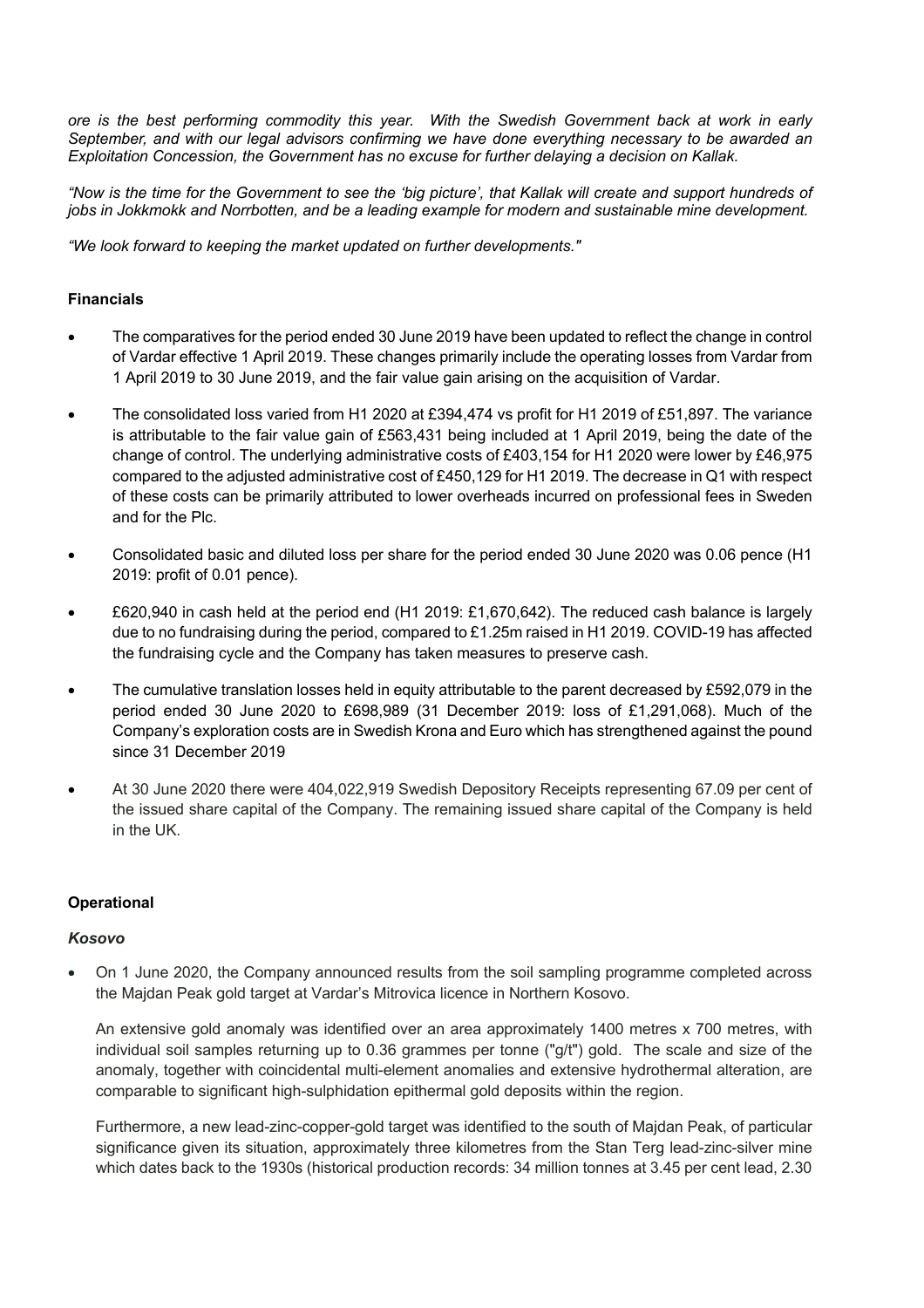*ore is the best performing commodity this year. With the Swedish Government back at work in early September, and with our legal advisors confirming we have done everything necessary to be awarded an Exploitation Concession, the Government has no excuse for further delaying a decision on Kallak.*

*"Now is the time for the Government to see the 'big picture', that Kallak will create and support hundreds of jobs in Jokkmokk and Norrbotten, and be a leading example for modern and sustainable mine development.*

*"We look forward to keeping the market updated on further developments."*

**Financials**

- The comparatives for the period ended 30 June 2019 have been updated to reflect the change in control of Vardar effective 1 April 2019. These changes primarily include the operating losses from Vardar from 1 April 2019 to 30 June 2019, and the fair value gain arising on the acquisition of Vardar.

- The consolidated loss varied from H1 2020 at £394,474 vs profit for H1 2019 of £51,897. The variance is attributable to the fair value gain of £563,431 being included at 1 April 2019, being the date of the change of control. The underlying administrative costs of £403,154 for H1 2020 were lower by £46,975 compared to the adjusted administrative cost of £450,129 for H1 2019. The decrease in Q1 with respect of these costs can be primarily attributed to lower overheads incurred on professional fees in Sweden and for the Plc.

- Consolidated basic and diluted loss per share for the period ended 30 June 2020 was 0.06 pence (H1 2019: profit of 0.01 pence).

- £620,940 in cash held at the period end (H1 2019: £1,670,642). The reduced cash balance is largely due to no fundraising during the period, compared to £1.25m raised in H1 2019. COVID-19 has affected the fundraising cycle and the Company has taken measures to preserve cash.

- The cumulative translation losses held in equity attributable to the parent decreased by £592,079 in the period ended 30 June 2020 to £698,989 (31 December 2019: loss of £1,291,068). Much of the Company's exploration costs are in Swedish Krona and Euro which has strengthened against the pound since 31 December 2019

- At 30 June 2020 there were 404,022,919 Swedish Depository Receipts representing 67.09 per cent of the issued share capital of the Company. The remaining issued share capital of the Company is held in the UK.

**Operational**

***Kosovo***

- On 1 June 2020, the Company announced results from the soil sampling programme completed across the Majdan Peak gold target at Vardar's Mitrovica licence in Northern Kosovo.

  An extensive gold anomaly was identified over an area approximately 1400 metres x 700 metres, with individual soil samples returning up to 0.36 grammes per tonne ("g/t") gold. The scale and size of the anomaly, together with coincidental multi-element anomalies and extensive hydrothermal alteration, are comparable to significant high-sulphidation epithermal gold deposits within the region.

  Furthermore, a new lead-zinc-copper-gold target was identified to the south of Majdan Peak, of particular significance given its situation, approximately three kilometres from the Stan Terg lead-zinc-silver mine which dates back to the 1930s (historical production records: 34 million tonnes at 3.45 per cent lead, 2.30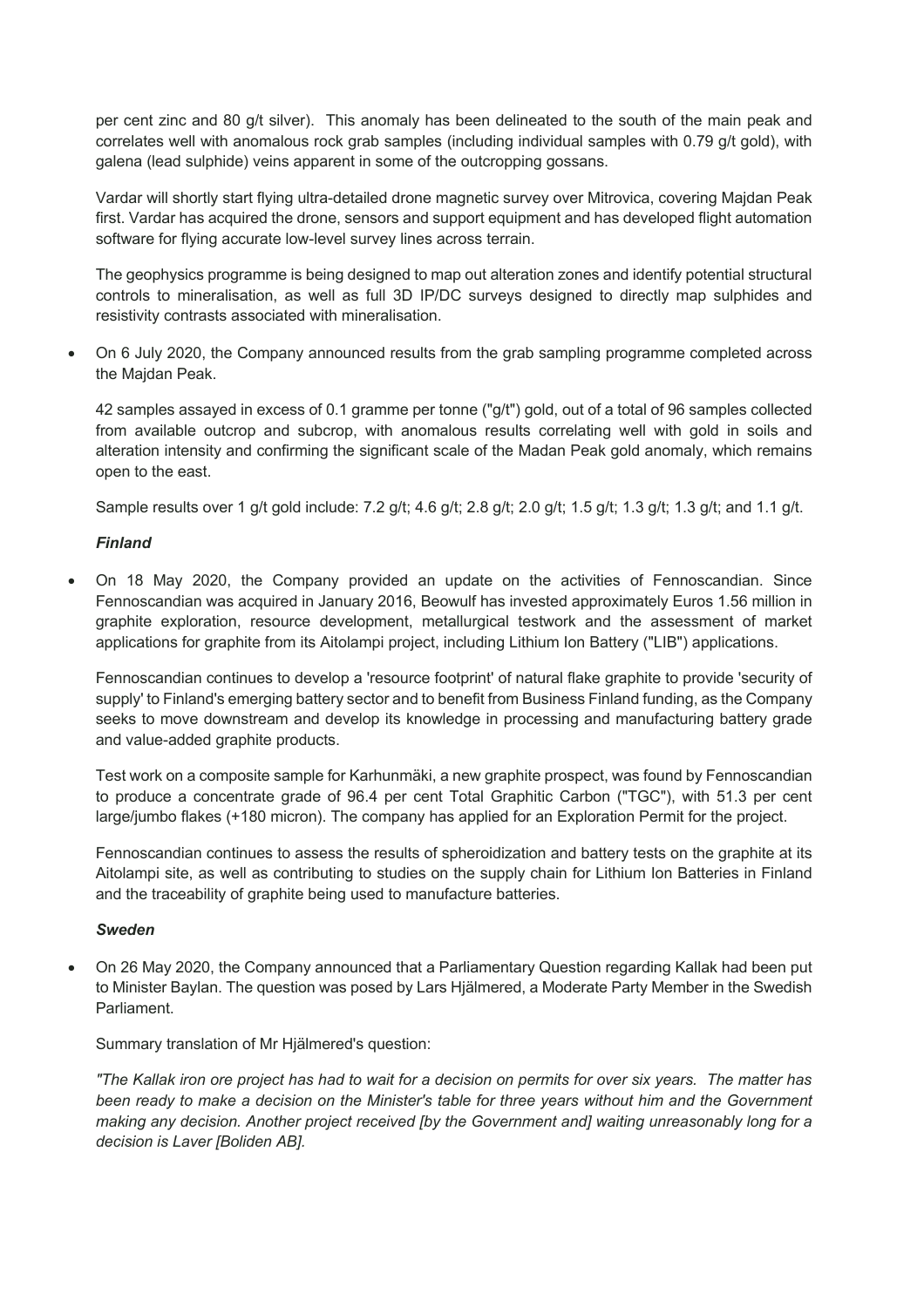per cent zinc and 80 g/t silver). This anomaly has been delineated to the south of the main peak and correlates well with anomalous rock grab samples (including individual samples with 0.79 g/t gold), with galena (lead sulphide) veins apparent in some of the outcropping gossans.

Vardar will shortly start flying ultra-detailed drone magnetic survey over Mitrovica, covering Majdan Peak first. Vardar has acquired the drone, sensors and support equipment and has developed flight automation software for flying accurate low-level survey lines across terrain.

The geophysics programme is being designed to map out alteration zones and identify potential structural controls to mineralisation, as well as full 3D IP/DC surveys designed to directly map sulphides and resistivity contrasts associated with mineralisation.

- On 6 July 2020, the Company announced results from the grab sampling programme completed across the Majdan Peak.

  42 samples assayed in excess of 0.1 gramme per tonne ("g/t") gold, out of a total of 96 samples collected from available outcrop and subcrop, with anomalous results correlating well with gold in soils and alteration intensity and confirming the significant scale of the Madan Peak gold anomaly, which remains open to the east.

  Sample results over 1 g/t gold include: 7.2 g/t; 4.6 g/t; 2.8 g/t; 2.0 g/t; 1.5 g/t; 1.3 g/t; 1.3 g/t; and 1.1 g/t.

***Finland***

- On 18 May 2020, the Company provided an update on the activities of Fennoscandian. Since Fennoscandian was acquired in January 2016, Beowulf has invested approximately Euros 1.56 million in graphite exploration, resource development, metallurgical testwork and the assessment of market applications for graphite from its Aitolampi project, including Lithium Ion Battery ("LIB") applications.

  Fennoscandian continues to develop a 'resource footprint' of natural flake graphite to provide 'security of supply' to Finland's emerging battery sector and to benefit from Business Finland funding, as the Company seeks to move downstream and develop its knowledge in processing and manufacturing battery grade and value-added graphite products.

  Test work on a composite sample for Karhunmäki, a new graphite prospect, was found by Fennoscandian to produce a concentrate grade of 96.4 per cent Total Graphitic Carbon ("TGC"), with 51.3 per cent large/jumbo flakes (+180 micron). The company has applied for an Exploration Permit for the project.

  Fennoscandian continues to assess the results of spheroidization and battery tests on the graphite at its Aitolampi site, as well as contributing to studies on the supply chain for Lithium Ion Batteries in Finland and the traceability of graphite being used to manufacture batteries.

***Sweden***

- On 26 May 2020, the Company announced that a Parliamentary Question regarding Kallak had been put to Minister Baylan. The question was posed by Lars Hjälmered, a Moderate Party Member in the Swedish Parliament.

  Summary translation of Mr Hjälmered's question:

  *"The Kallak iron ore project has had to wait for a decision on permits for over six years. The matter has been ready to make a decision on the Minister's table for three years without him and the Government making any decision. Another project received [by the Government and] waiting unreasonably long for a decision is Laver [Boliden AB].*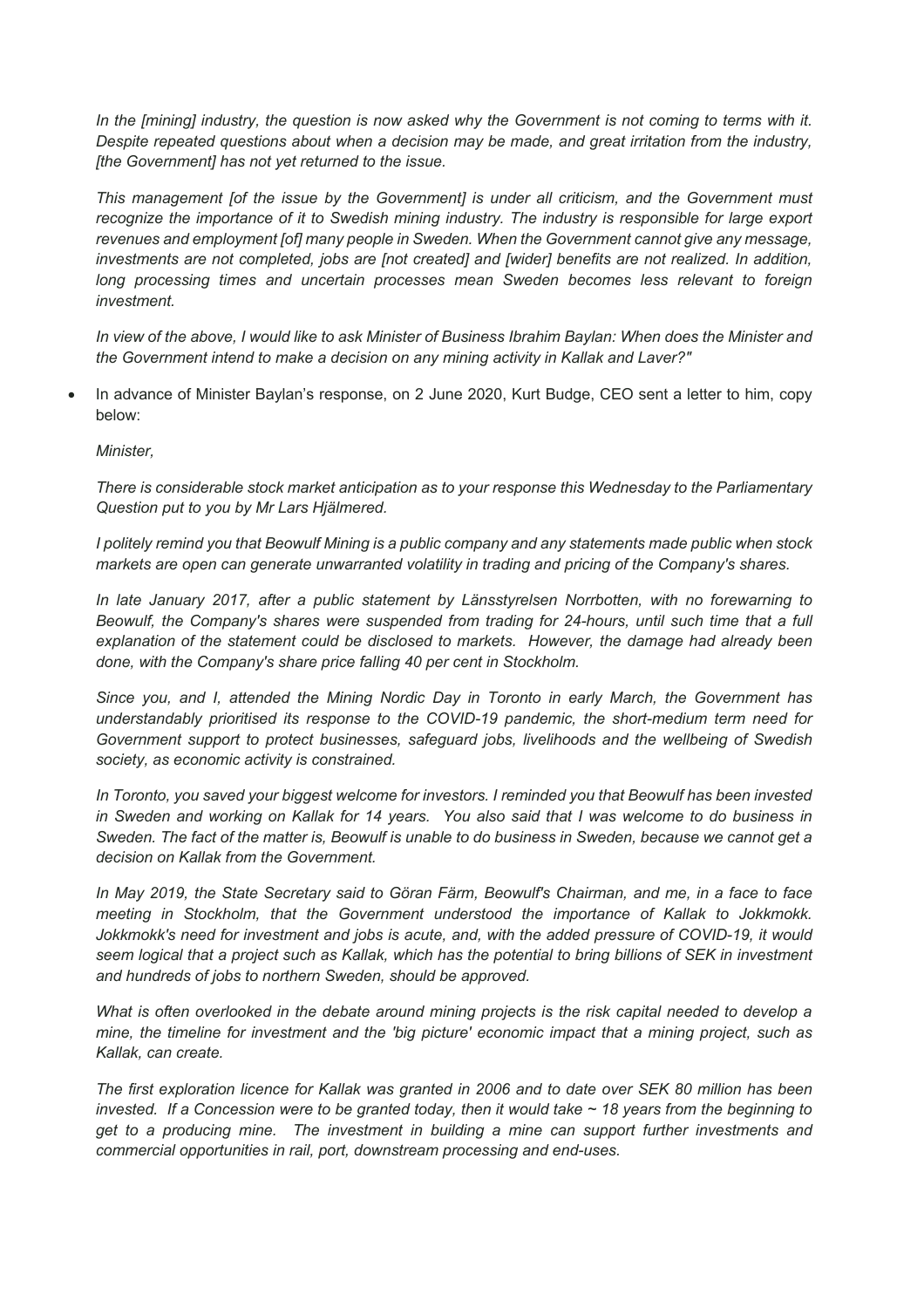*In the [mining] industry, the question is now asked why the Government is not coming to terms with it. Despite repeated questions about when a decision may be made, and great irritation from the industry, [the Government] has not yet returned to the issue.*

*This management [of the issue by the Government] is under all criticism, and the Government must recognize the importance of it to Swedish mining industry. The industry is responsible for large export revenues and employment [of] many people in Sweden. When the Government cannot give any message, investments are not completed, jobs are [not created] and [wider] benefits are not realized. In addition, long processing times and uncertain processes mean Sweden becomes less relevant to foreign investment.*

*In view of the above, I would like to ask Minister of Business Ibrahim Baylan: When does the Minister and the Government intend to make a decision on any mining activity in Kallak and Laver?"*

- In advance of Minister Baylan's response, on 2 June 2020, Kurt Budge, CEO sent a letter to him, copy below:

  *Minister,*

  *There is considerable stock market anticipation as to your response this Wednesday to the Parliamentary Question put to you by Mr Lars Hjälmered.*

  *I politely remind you that Beowulf Mining is a public company and any statements made public when stock markets are open can generate unwarranted volatility in trading and pricing of the Company's shares.*

  *In late January 2017, after a public statement by Länsstyrelsen Norrbotten, with no forewarning to Beowulf, the Company's shares were suspended from trading for 24-hours, until such time that a full explanation of the statement could be disclosed to markets. However, the damage had already been done, with the Company's share price falling 40 per cent in Stockholm.*

  *Since you, and I, attended the Mining Nordic Day in Toronto in early March, the Government has understandably prioritised its response to the COVID-19 pandemic, the short-medium term need for Government support to protect businesses, safeguard jobs, livelihoods and the wellbeing of Swedish society, as economic activity is constrained.*

  *In Toronto, you saved your biggest welcome for investors. I reminded you that Beowulf has been invested in Sweden and working on Kallak for 14 years. You also said that I was welcome to do business in Sweden. The fact of the matter is, Beowulf is unable to do business in Sweden, because we cannot get a decision on Kallak from the Government.*

  *In May 2019, the State Secretary said to Göran Färm, Beowulf's Chairman, and me, in a face to face meeting in Stockholm, that the Government understood the importance of Kallak to Jokkmokk. Jokkmokk's need for investment and jobs is acute, and, with the added pressure of COVID-19, it would seem logical that a project such as Kallak, which has the potential to bring billions of SEK in investment and hundreds of jobs to northern Sweden, should be approved.*

  *What is often overlooked in the debate around mining projects is the risk capital needed to develop a mine, the timeline for investment and the 'big picture' economic impact that a mining project, such as Kallak, can create.*

  *The first exploration licence for Kallak was granted in 2006 and to date over SEK 80 million has been invested. If a Concession were to be granted today, then it would take ~ 18 years from the beginning to get to a producing mine. The investment in building a mine can support further investments and commercial opportunities in rail, port, downstream processing and end-uses.*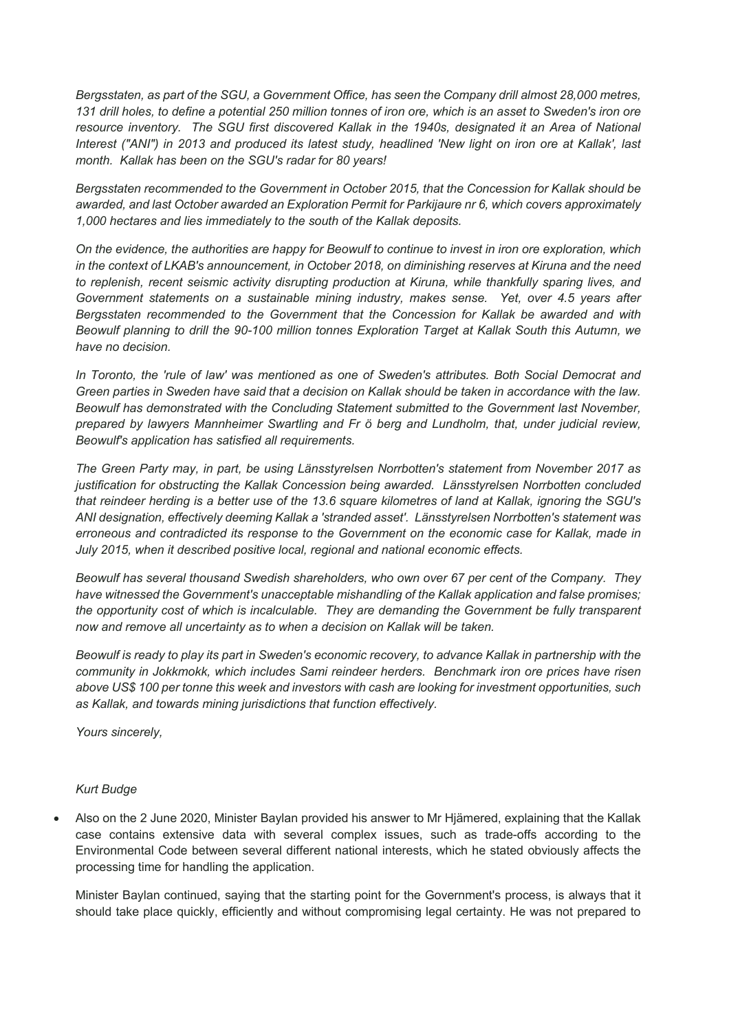*Bergsstaten, as part of the SGU, a Government Office, has seen the Company drill almost 28,000 metres, 131 drill holes, to define a potential 250 million tonnes of iron ore, which is an asset to Sweden's iron ore resource inventory. The SGU first discovered Kallak in the 1940s, designated it an Area of National Interest ("ANI") in 2013 and produced its latest study, headlined 'New light on iron ore at Kallak', last month. Kallak has been on the SGU's radar for 80 years!*

*Bergsstaten recommended to the Government in October 2015, that the Concession for Kallak should be awarded, and last October awarded an Exploration Permit for Parkijaure nr 6, which covers approximately 1,000 hectares and lies immediately to the south of the Kallak deposits.*

*On the evidence, the authorities are happy for Beowulf to continue to invest in iron ore exploration, which in the context of LKAB's announcement, in October 2018, on diminishing reserves at Kiruna and the need to replenish, recent seismic activity disrupting production at Kiruna, while thankfully sparing lives, and Government statements on a sustainable mining industry, makes sense. Yet, over 4.5 years after Bergsstaten recommended to the Government that the Concession for Kallak be awarded and with Beowulf planning to drill the 90-100 million tonnes Exploration Target at Kallak South this Autumn, we have no decision.*

*In Toronto, the 'rule of law' was mentioned as one of Sweden's attributes. Both Social Democrat and Green parties in Sweden have said that a decision on Kallak should be taken in accordance with the law. Beowulf has demonstrated with the Concluding Statement submitted to the Government last November, prepared by lawyers Mannheimer Swartling and Fr ö berg and Lundholm, that, under judicial review, Beowulf's application has satisfied all requirements.*

*The Green Party may, in part, be using Länsstyrelsen Norrbotten's statement from November 2017 as justification for obstructing the Kallak Concession being awarded. Länsstyrelsen Norrbotten concluded that reindeer herding is a better use of the 13.6 square kilometres of land at Kallak, ignoring the SGU's ANI designation, effectively deeming Kallak a 'stranded asset'. Länsstyrelsen Norrbotten's statement was erroneous and contradicted its response to the Government on the economic case for Kallak, made in July 2015, when it described positive local, regional and national economic effects.*

*Beowulf has several thousand Swedish shareholders, who own over 67 per cent of the Company. They have witnessed the Government's unacceptable mishandling of the Kallak application and false promises; the opportunity cost of which is incalculable. They are demanding the Government be fully transparent now and remove all uncertainty as to when a decision on Kallak will be taken.*

*Beowulf is ready to play its part in Sweden's economic recovery, to advance Kallak in partnership with the community in Jokkmokk, which includes Sami reindeer herders. Benchmark iron ore prices have risen above US$ 100 per tonne this week and investors with cash are looking for investment opportunities, such as Kallak, and towards mining jurisdictions that function effectively.*

*Yours sincerely,*

*Kurt Budge*

- Also on the 2 June 2020, Minister Baylan provided his answer to Mr Hjämered, explaining that the Kallak case contains extensive data with several complex issues, such as trade-offs according to the Environmental Code between several different national interests, which he stated obviously affects the processing time for handling the application.

  Minister Baylan continued, saying that the starting point for the Government's process, is always that it should take place quickly, efficiently and without compromising legal certainty. He was not prepared to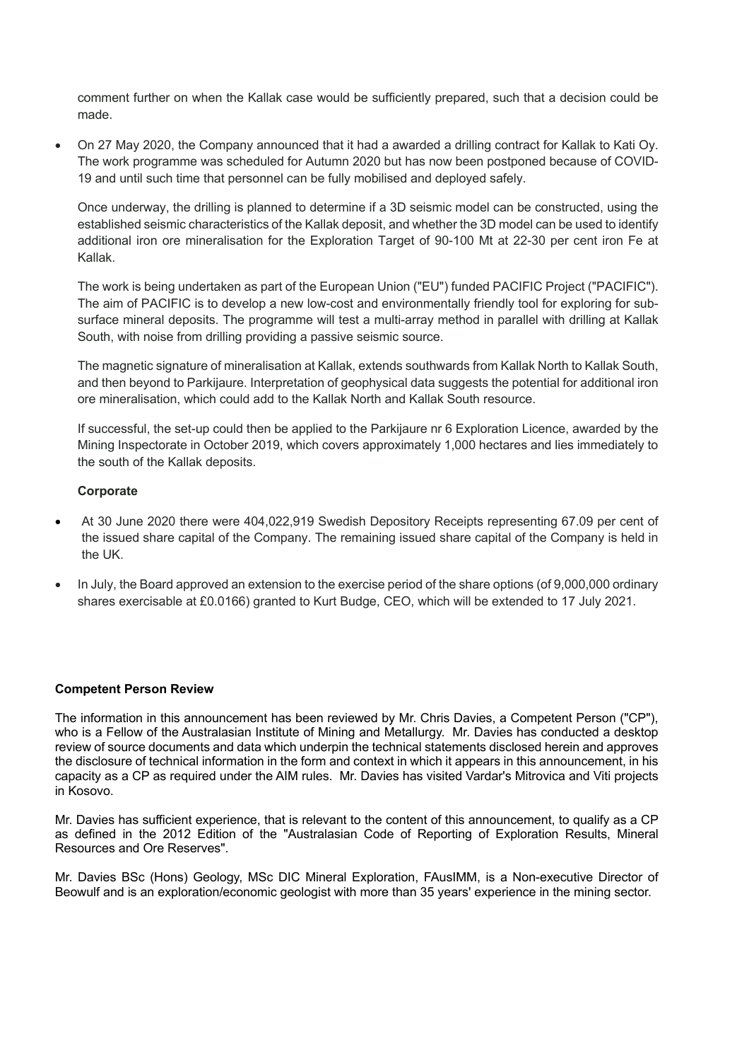comment further on when the Kallak case would be sufficiently prepared, such that a decision could be made.

- On 27 May 2020, the Company announced that it had a awarded a drilling contract for Kallak to Kati Oy. The work programme was scheduled for Autumn 2020 but has now been postponed because of COVID-19 and until such time that personnel can be fully mobilised and deployed safely.

  Once underway, the drilling is planned to determine if a 3D seismic model can be constructed, using the established seismic characteristics of the Kallak deposit, and whether the 3D model can be used to identify additional iron ore mineralisation for the Exploration Target of 90-100 Mt at 22-30 per cent iron Fe at Kallak.

  The work is being undertaken as part of the European Union ("EU") funded PACIFIC Project ("PACIFIC"). The aim of PACIFIC is to develop a new low-cost and environmentally friendly tool for exploring for sub-surface mineral deposits. The programme will test a multi-array method in parallel with drilling at Kallak South, with noise from drilling providing a passive seismic source.

  The magnetic signature of mineralisation at Kallak, extends southwards from Kallak North to Kallak South, and then beyond to Parkijaure. Interpretation of geophysical data suggests the potential for additional iron ore mineralisation, which could add to the Kallak North and Kallak South resource.

  If successful, the set-up could then be applied to the Parkijaure nr 6 Exploration Licence, awarded by the Mining Inspectorate in October 2019, which covers approximately 1,000 hectares and lies immediately to the south of the Kallak deposits.

**Corporate**

- At 30 June 2020 there were 404,022,919 Swedish Depository Receipts representing 67.09 per cent of the issued share capital of the Company. The remaining issued share capital of the Company is held in the UK.

- In July, the Board approved an extension to the exercise period of the share options (of 9,000,000 ordinary shares exercisable at £0.0166) granted to Kurt Budge, CEO, which will be extended to 17 July 2021.

**Competent Person Review**

The information in this announcement has been reviewed by Mr. Chris Davies, a Competent Person ("CP"), who is a Fellow of the Australasian Institute of Mining and Metallurgy. Mr. Davies has conducted a desktop review of source documents and data which underpin the technical statements disclosed herein and approves the disclosure of technical information in the form and context in which it appears in this announcement, in his capacity as a CP as required under the AIM rules. Mr. Davies has visited Vardar's Mitrovica and Viti projects in Kosovo.

Mr. Davies has sufficient experience, that is relevant to the content of this announcement, to qualify as a CP as defined in the 2012 Edition of the "Australasian Code of Reporting of Exploration Results, Mineral Resources and Ore Reserves".

Mr. Davies BSc (Hons) Geology, MSc DIC Mineral Exploration, FAusIMM, is a Non-executive Director of Beowulf and is an exploration/economic geologist with more than 35 years' experience in the mining sector.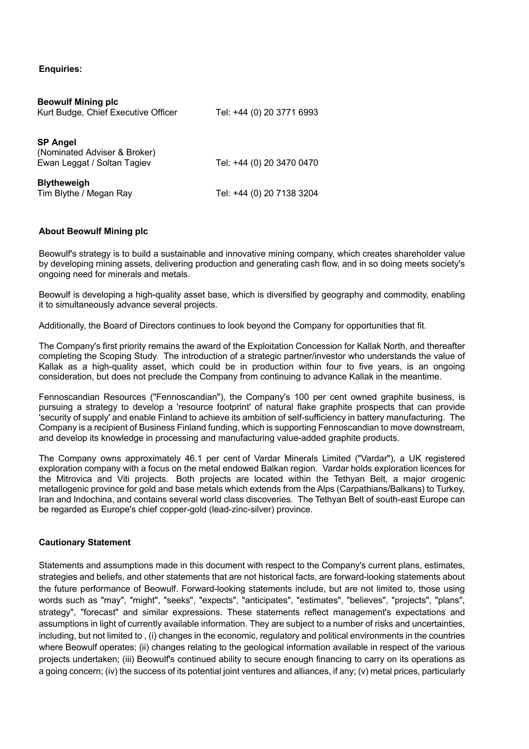**Enquiries:**

**Beowulf Mining plc**
Kurt Budge, Chief Executive Officer Tel: +44 (0) 20 3771 6993

**SP Angel**
(Nominated Adviser & Broker)
Ewan Leggat / Soltan Tagiev Tel: +44 (0) 20 3470 0470

**Blytheweigh**
Tim Blythe / Megan Ray Tel: +44 (0) 20 7138 3204

**About Beowulf Mining plc**

Beowulf's strategy is to build a sustainable and innovative mining company, which creates shareholder value by developing mining assets, delivering production and generating cash flow, and in so doing meets society's ongoing need for minerals and metals.

Beowulf is developing a high-quality asset base, which is diversified by geography and commodity, enabling it to simultaneously advance several projects.

Additionally, the Board of Directors continues to look beyond the Company for opportunities that fit.

The Company's first priority remains the award of the Exploitation Concession for Kallak North, and thereafter completing the Scoping Study. The introduction of a strategic partner/investor who understands the value of Kallak as a high-quality asset, which could be in production within four to five years, is an ongoing consideration, but does not preclude the Company from continuing to advance Kallak in the meantime.

Fennoscandian Resources ("Fennoscandian"), the Company's 100 per cent owned graphite business, is pursuing a strategy to develop a 'resource footprint' of natural flake graphite prospects that can provide 'security of supply' and enable Finland to achieve its ambition of self-sufficiency in battery manufacturing. The Company is a recipient of Business Finland funding, which is supporting Fennoscandian to move downstream, and develop its knowledge in processing and manufacturing value-added graphite products.

The Company owns approximately 46.1 per cent of Vardar Minerals Limited ("Vardar"), a UK registered exploration company with a focus on the metal endowed Balkan region. Vardar holds exploration licences for the Mitrovica and Viti projects. Both projects are located within the Tethyan Belt, a major orogenic metallogenic province for gold and base metals which extends from the Alps (Carpathians/Balkans) to Turkey, Iran and Indochina, and contains several world class discoveries. The Tethyan Belt of south-east Europe can be regarded as Europe's chief copper-gold (lead-zinc-silver) province.

**Cautionary Statement**

Statements and assumptions made in this document with respect to the Company's current plans, estimates, strategies and beliefs, and other statements that are not historical facts, are forward-looking statements about the future performance of Beowulf. Forward-looking statements include, but are not limited to, those using words such as "may", "might", "seeks", "expects", "anticipates", "estimates", "believes", "projects", "plans", strategy", "forecast" and similar expressions. These statements reflect management's expectations and assumptions in light of currently available information. They are subject to a number of risks and uncertainties, including, but not limited to , (i) changes in the economic, regulatory and political environments in the countries where Beowulf operates; (ii) changes relating to the geological information available in respect of the various projects undertaken; (iii) Beowulf's continued ability to secure enough financing to carry on its operations as a going concern; (iv) the success of its potential joint ventures and alliances, if any; (v) metal prices, particularly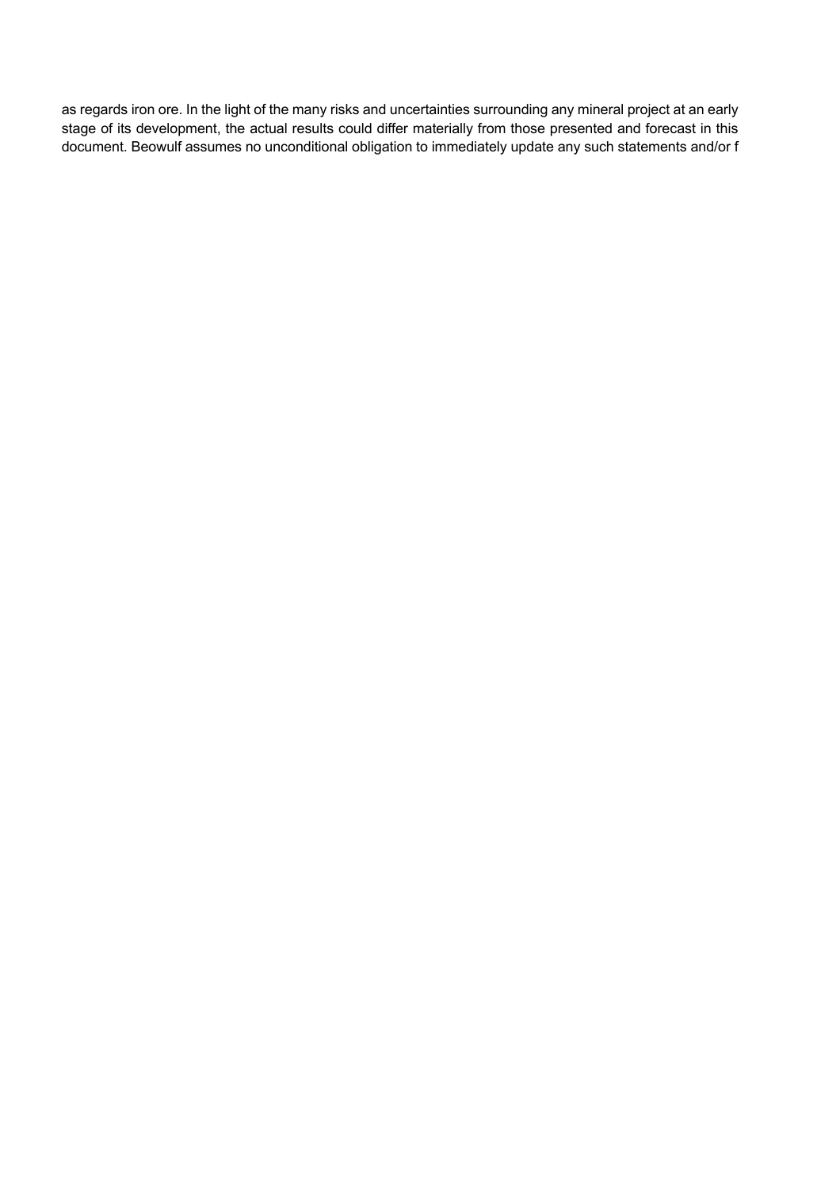as regards iron ore. In the light of the many risks and uncertainties surrounding any mineral project at an early stage of its development, the actual results could differ materially from those presented and forecast in this document. Beowulf assumes no unconditional obligation to immediately update any such statements and/or f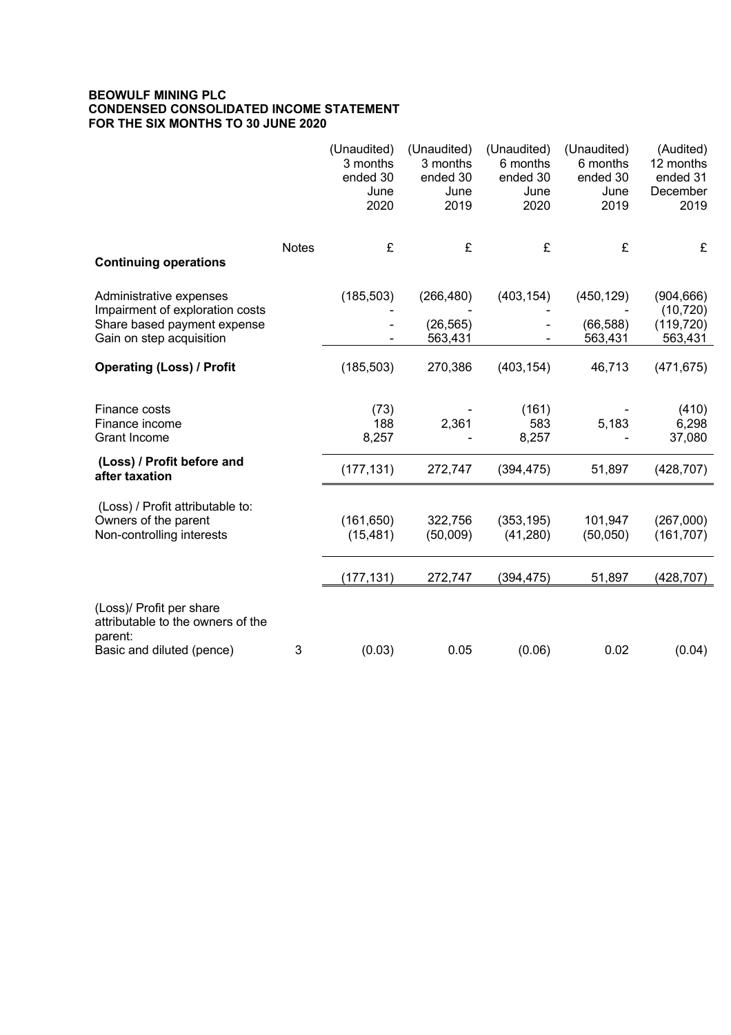**BEOWULF MINING PLC**
**CONDENSED CONSOLIDATED INCOME STATEMENT**
**FOR THE SIX MONTHS TO 30 JUNE 2020**

| | Notes | (Unaudited) 3 months ended 30 June 2020 | (Unaudited) 3 months ended 30 June 2019 | (Unaudited) 6 months ended 30 June 2020 | (Unaudited) 6 months ended 30 June 2019 | (Audited) 12 months ended 31 December 2019 |
|---|---|---|---|---|---|---|
| | | £ | £ | £ | £ | £ |
| **Continuing operations** | | | | | | |
| Administrative expenses | | (185,503) | (266,480) | (403,154) | (450,129) | (904,666) |
| Impairment of exploration costs | | - | - | - | - | (10,720) |
| Share based payment expense | | - | (26,565) | - | (66,588) | (119,720) |
| Gain on step acquisition | | - | 563,431 | - | 563,431 | 563,431 |
| **Operating (Loss) / Profit** | | (185,503) | 270,386 | (403,154) | 46,713 | (471,675) |
| Finance costs | | (73) | - | (161) | - | (410) |
| Finance income | | 188 | 2,361 | 583 | 5,183 | 6,298 |
| Grant Income | | 8,257 | - | 8,257 | - | 37,080 |
| **(Loss) / Profit before and after taxation** | | (177,131) | 272,747 | (394,475) | 51,897 | (428,707) |
| (Loss) / Profit attributable to: | | | | | | |
| Owners of the parent | | (161,650) | 322,756 | (353,195) | 101,947 | (267,000) |
| Non-controlling interests | | (15,481) | (50,009) | (41,280) | (50,050) | (161,707) |
| | | (177,131) | 272,747 | (394,475) | 51,897 | (428,707) |
| (Loss)/ Profit per share attributable to the owners of the parent: | | | | | | |
| Basic and diluted (pence) | 3 | (0.03) | 0.05 | (0.06) | 0.02 | (0.04) |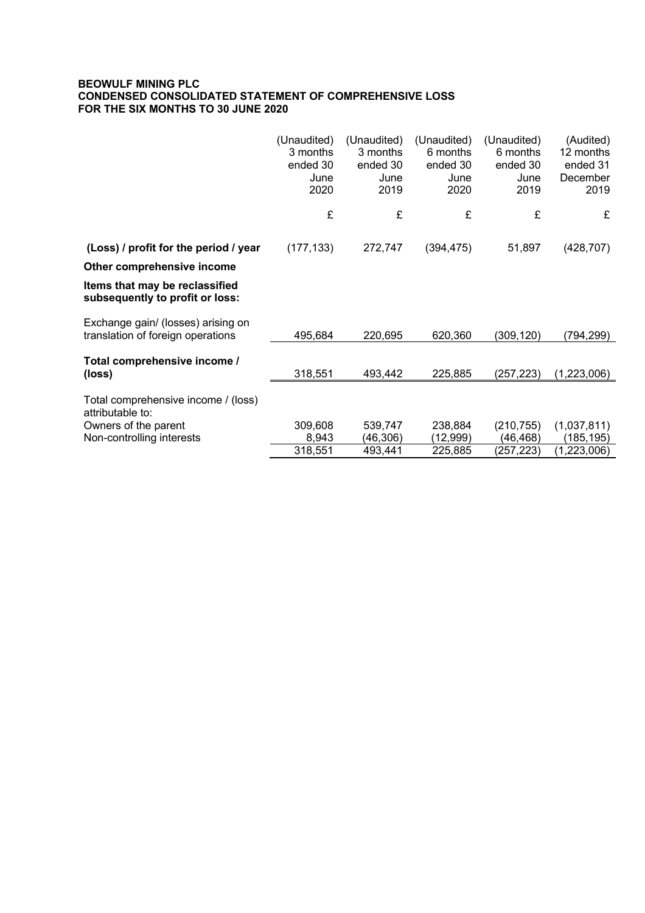**BEOWULF MINING PLC**
**CONDENSED CONSOLIDATED STATEMENT OF COMPREHENSIVE LOSS**
**FOR THE SIX MONTHS TO 30 JUNE 2020**

| | (Unaudited) 3 months ended 30 June 2020 | (Unaudited) 3 months ended 30 June 2019 | (Unaudited) 6 months ended 30 June 2020 | (Unaudited) 6 months ended 30 June 2019 | (Audited) 12 months ended 31 December 2019 |
|---|---|---|---|---|---|
| | £ | £ | £ | £ | £ |
| **(Loss) / profit for the period / year** | (177,133) | 272,747 | (394,475) | 51,897 | (428,707) |
| **Other comprehensive income** | | | | | |
| **Items that may be reclassified subsequently to profit or loss:** | | | | | |
| Exchange gain/ (losses) arising on translation of foreign operations | 495,684 | 220,695 | 620,360 | (309,120) | (794,299) |
| **Total comprehensive income / (loss)** | 318,551 | 493,442 | 225,885 | (257,223) | (1,223,006) |
| Total comprehensive income / (loss) attributable to: | | | | | |
| Owners of the parent | 309,608 | 539,747 | 238,884 | (210,755) | (1,037,811) |
| Non-controlling interests | 8,943 | (46,306) | (12,999) | (46,468) | (185,195) |
| | 318,551 | 493,441 | 225,885 | (257,223) | (1,223,006) |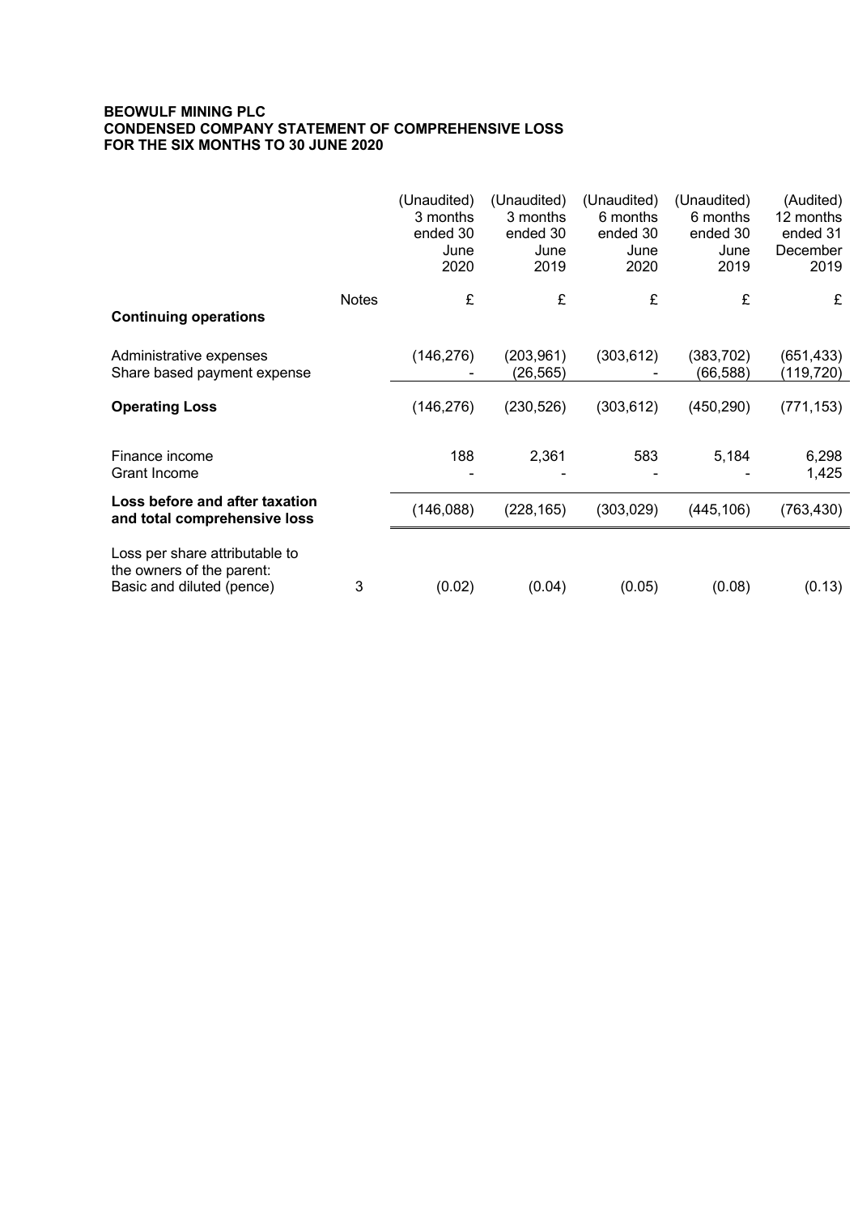**BEOWULF MINING PLC**
**CONDENSED COMPANY STATEMENT OF COMPREHENSIVE LOSS**
**FOR THE SIX MONTHS TO 30 JUNE 2020**

| | Notes | (Unaudited) 3 months ended 30 June 2020 | (Unaudited) 3 months ended 30 June 2019 | (Unaudited) 6 months ended 30 June 2020 | (Unaudited) 6 months ended 30 June 2019 | (Audited) 12 months ended 31 December 2019 |
|---|---|---|---|---|---|---|
| | | £ | £ | £ | £ | £ |
| **Continuing operations** | | | | | | |
| Administrative expenses | | (146,276) | (203,961) | (303,612) | (383,702) | (651,433) |
| Share based payment expense | | - | (26,565) | - | (66,588) | (119,720) |
| **Operating Loss** | | (146,276) | (230,526) | (303,612) | (450,290) | (771,153) |
| Finance income | | 188 | 2,361 | 583 | 5,184 | 6,298 |
| Grant Income | | - | - | - | - | 1,425 |
| **Loss before and after taxation and total comprehensive loss** | | (146,088) | (228,165) | (303,029) | (445,106) | (763,430) |
| Loss per share attributable to the owners of the parent: Basic and diluted (pence) | 3 | (0.02) | (0.04) | (0.05) | (0.08) | (0.13) |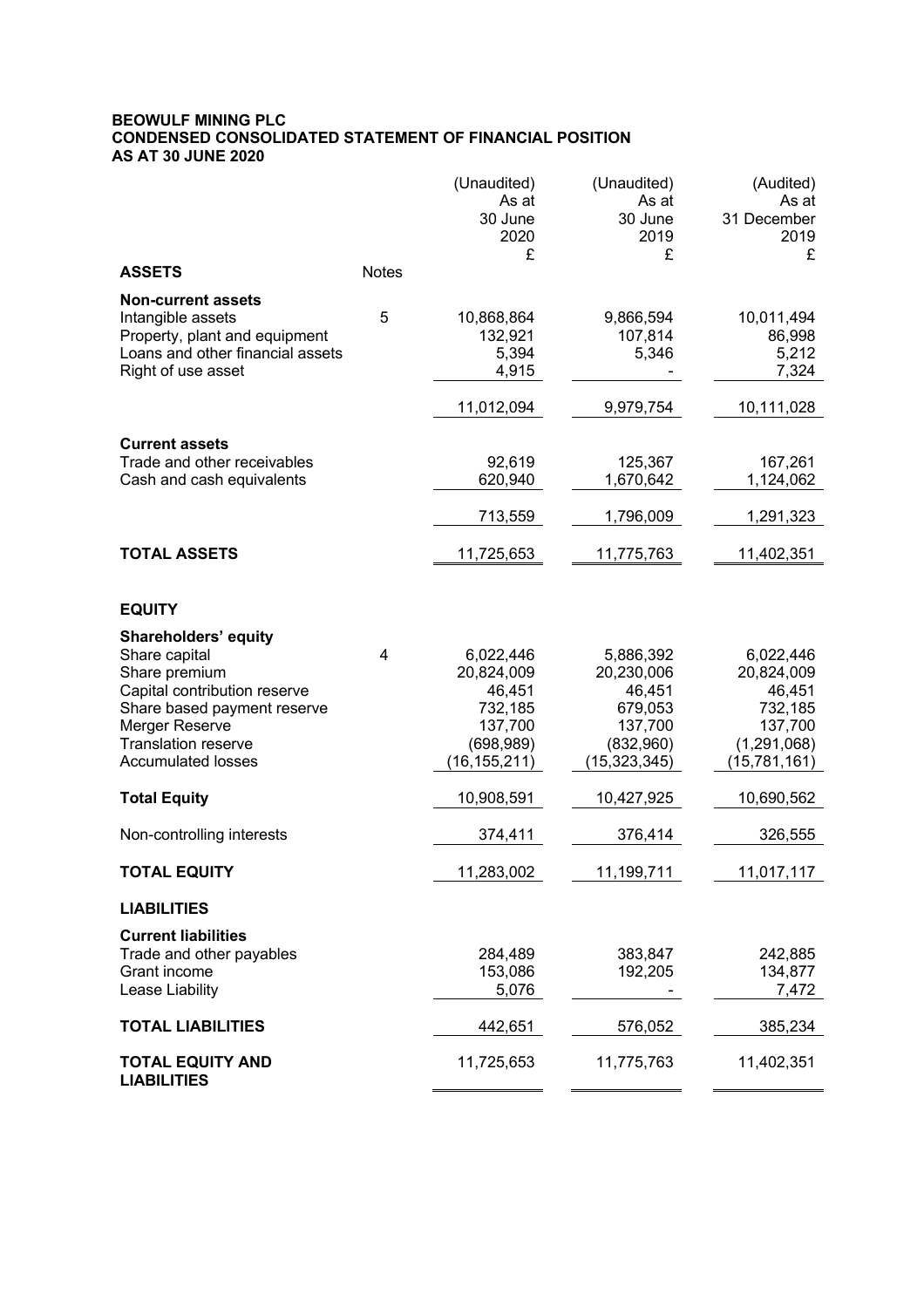**BEOWULF MINING PLC**
**CONDENSED CONSOLIDATED STATEMENT OF FINANCIAL POSITION**
**AS AT 30 JUNE 2020**

| | Notes | (Unaudited) As at 30 June 2020 £ | (Unaudited) As at 30 June 2019 £ | (Audited) As at 31 December 2019 £ |
|---|---|---|---|---|
| **ASSETS** | | | | |
| **Non-current assets** | | | | |
| Intangible assets | 5 | 10,868,864 | 9,866,594 | 10,011,494 |
| Property, plant and equipment | | 132,921 | 107,814 | 86,998 |
| Loans and other financial assets | | 5,394 | 5,346 | 5,212 |
| Right of use asset | | 4,915 | - | 7,324 |
| | | 11,012,094 | 9,979,754 | 10,111,028 |
| **Current assets** | | | | |
| Trade and other receivables | | 92,619 | 125,367 | 167,261 |
| Cash and cash equivalents | | 620,940 | 1,670,642 | 1,124,062 |
| | | 713,559 | 1,796,009 | 1,291,323 |
| **TOTAL ASSETS** | | 11,725,653 | 11,775,763 | 11,402,351 |
| **EQUITY** | | | | |
| **Shareholders' equity** | | | | |
| Share capital | 4 | 6,022,446 | 5,886,392 | 6,022,446 |
| Share premium | | 20,824,009 | 20,230,006 | 20,824,009 |
| Capital contribution reserve | | 46,451 | 46,451 | 46,451 |
| Share based payment reserve | | 732,185 | 679,053 | 732,185 |
| Merger Reserve | | 137,700 | 137,700 | 137,700 |
| Translation reserve | | (698,989) | (832,960) | (1,291,068) |
| Accumulated losses | | (16,155,211) | (15,323,345) | (15,781,161) |
| **Total Equity** | | 10,908,591 | 10,427,925 | 10,690,562 |
| Non-controlling interests | | 374,411 | 376,414 | 326,555 |
| **TOTAL EQUITY** | | 11,283,002 | 11,199,711 | 11,017,117 |
| **LIABILITIES** | | | | |
| **Current liabilities** | | | | |
| Trade and other payables | | 284,489 | 383,847 | 242,885 |
| Grant income | | 153,086 | 192,205 | 134,877 |
| Lease Liability | | 5,076 | - | 7,472 |
| **TOTAL LIABILITIES** | | 442,651 | 576,052 | 385,234 |
| **TOTAL EQUITY AND LIABILITIES** | | 11,725,653 | 11,775,763 | 11,402,351 |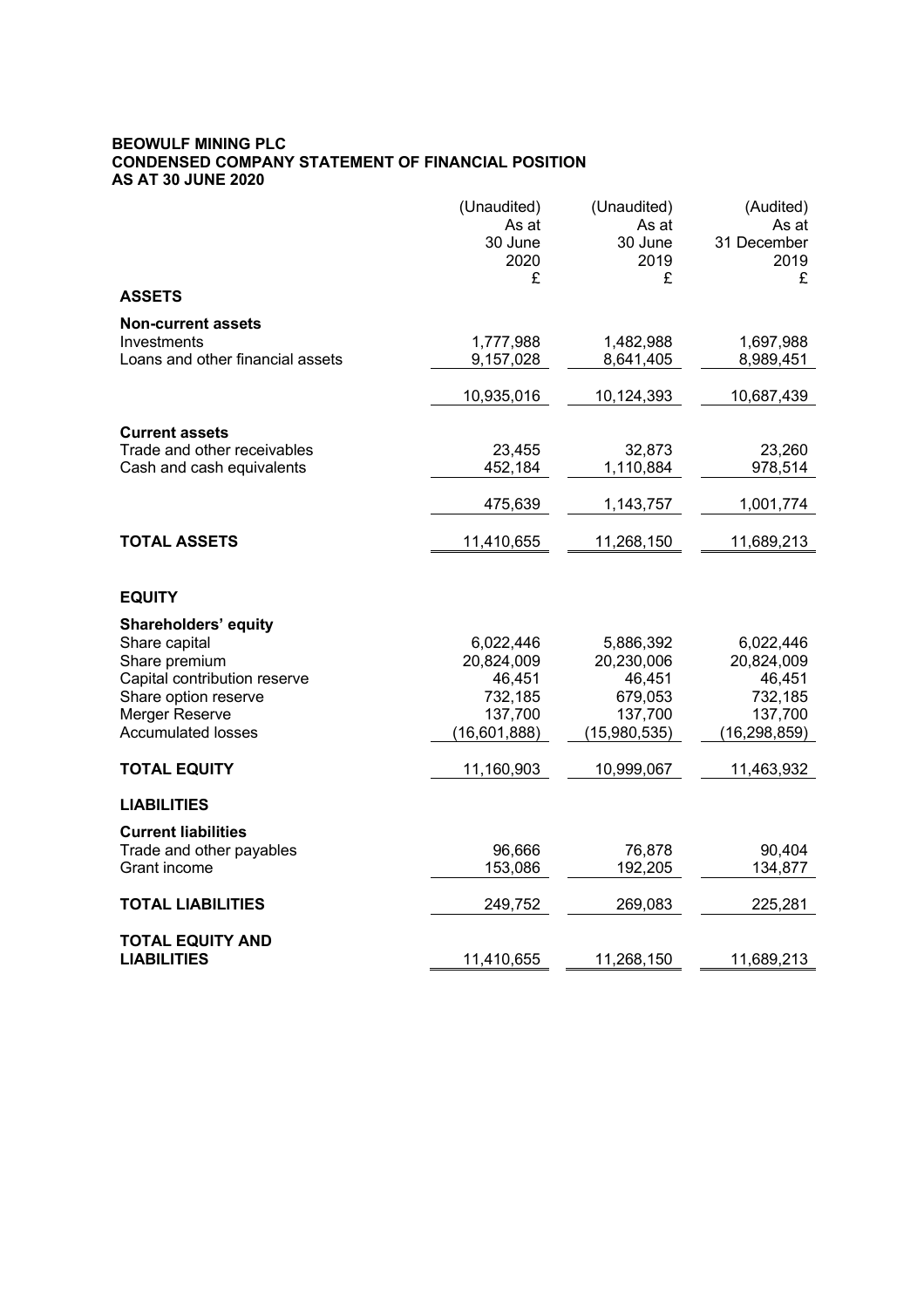**BEOWULF MINING PLC**
**CONDENSED COMPANY STATEMENT OF FINANCIAL POSITION**
**AS AT 30 JUNE 2020**

| | (Unaudited) As at 30 June 2020 £ | (Unaudited) As at 30 June 2019 £ | (Audited) As at 31 December 2019 £ |
|---|---|---|---|
| **ASSETS** | | | |
| **Non-current assets** | | | |
| Investments | 1,777,988 | 1,482,988 | 1,697,988 |
| Loans and other financial assets | 9,157,028 | 8,641,405 | 8,989,451 |
| | 10,935,016 | 10,124,393 | 10,687,439 |
| **Current assets** | | | |
| Trade and other receivables | 23,455 | 32,873 | 23,260 |
| Cash and cash equivalents | 452,184 | 1,110,884 | 978,514 |
| | 475,639 | 1,143,757 | 1,001,774 |
| **TOTAL ASSETS** | 11,410,655 | 11,268,150 | 11,689,213 |
| **EQUITY** | | | |
| **Shareholders' equity** | | | |
| Share capital | 6,022,446 | 5,886,392 | 6,022,446 |
| Share premium | 20,824,009 | 20,230,006 | 20,824,009 |
| Capital contribution reserve | 46,451 | 46,451 | 46,451 |
| Share option reserve | 732,185 | 679,053 | 732,185 |
| Merger Reserve | 137,700 | 137,700 | 137,700 |
| Accumulated losses | (16,601,888) | (15,980,535) | (16,298,859) |
| **TOTAL EQUITY** | 11,160,903 | 10,999,067 | 11,463,932 |
| **LIABILITIES** | | | |
| **Current liabilities** | | | |
| Trade and other payables | 96,666 | 76,878 | 90,404 |
| Grant income | 153,086 | 192,205 | 134,877 |
| **TOTAL LIABILITIES** | 249,752 | 269,083 | 225,281 |
| **TOTAL EQUITY AND LIABILITIES** | 11,410,655 | 11,268,150 | 11,689,213 |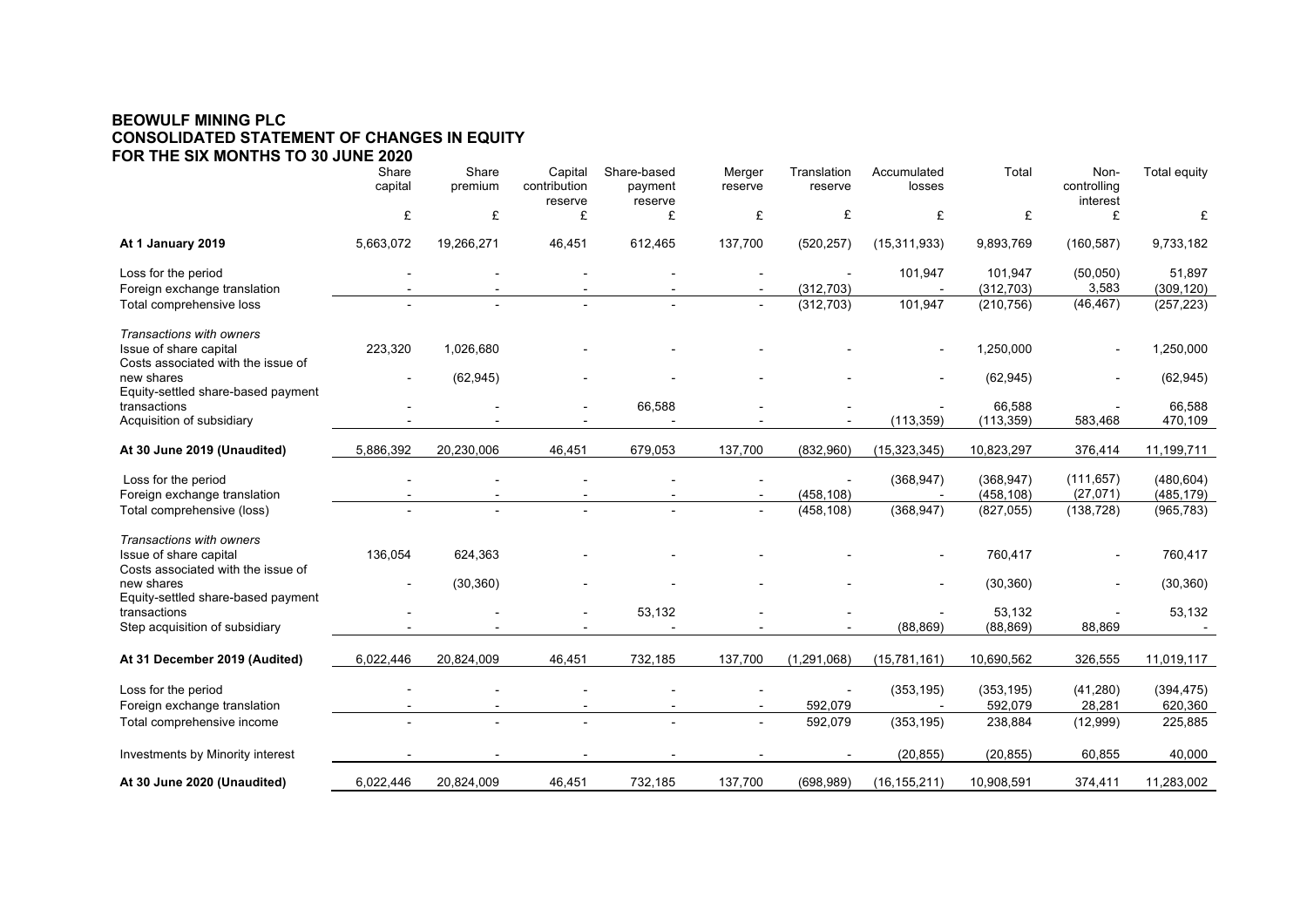**BEOWULF MINING PLC**
**CONSOLIDATED STATEMENT OF CHANGES IN EQUITY**
**FOR THE SIX MONTHS TO 30 JUNE 2020**

| | Share capital | Share premium | Capital contribution reserve | Share-based payment reserve | Merger reserve | Translation reserve | Accumulated losses | Total | Non-controlling interest | Total equity |
|---|---|---|---|---|---|---|---|---|---|---|
| | £ | £ | £ | £ | £ | £ | £ | £ | £ | £ |
| **At 1 January 2019** | 5,663,072 | 19,266,271 | 46,451 | 612,465 | 137,700 | (520,257) | (15,311,933) | 9,893,769 | (160,587) | 9,733,182 |
| Loss for the period | - | - | - | - | - | - | 101,947 | 101,947 | (50,050) | 51,897 |
| Foreign exchange translation | - | - | - | - | - | (312,703) | - | (312,703) | 3,583 | (309,120) |
| Total comprehensive loss | - | - | - | - | - | (312,703) | 101,947 | (210,756) | (46,467) | (257,223) |
| *Transactions with owners* | | | | | | | | | | |
| Issue of share capital | 223,320 | 1,026,680 | - | - | - | - | - | 1,250,000 | - | 1,250,000 |
| Costs associated with the issue of new shares | - | (62,945) | - | - | - | - | - | (62,945) | - | (62,945) |
| Equity-settled share-based payment transactions | - | - | - | 66,588 | - | - | - | 66,588 | - | 66,588 |
| Acquisition of subsidiary | - | - | - | - | - | - | (113,359) | (113,359) | 583,468 | 470,109 |
| **At 30 June 2019 (Unaudited)** | 5,886,392 | 20,230,006 | 46,451 | 679,053 | 137,700 | (832,960) | (15,323,345) | 10,823,297 | 376,414 | 11,199,711 |
| Loss for the period | - | - | - | - | - | - | (368,947) | (368,947) | (111,657) | (480,604) |
| Foreign exchange translation | - | - | - | - | - | (458,108) | - | (458,108) | (27,071) | (485,179) |
| Total comprehensive (loss) | - | - | - | - | - | (458,108) | (368,947) | (827,055) | (138,728) | (965,783) |
| *Transactions with owners* | | | | | | | | | | |
| Issue of share capital | 136,054 | 624,363 | - | - | - | - | - | 760,417 | - | 760,417 |
| Costs associated with the issue of new shares | - | (30,360) | - | - | - | - | - | (30,360) | - | (30,360) |
| Equity-settled share-based payment transactions | - | - | - | 53,132 | - | - | - | 53,132 | - | 53,132 |
| Step acquisition of subsidiary | - | - | - | - | - | - | (88,869) | (88,869) | 88,869 | - |
| **At 31 December 2019 (Audited)** | 6,022,446 | 20,824,009 | 46,451 | 732,185 | 137,700 | (1,291,068) | (15,781,161) | 10,690,562 | 326,555 | 11,019,117 |
| Loss for the period | - | - | - | - | - | - | (353,195) | (353,195) | (41,280) | (394,475) |
| Foreign exchange translation | - | - | - | - | - | 592,079 | - | 592,079 | 28,281 | 620,360 |
| Total comprehensive income | - | - | - | - | - | 592,079 | (353,195) | 238,884 | (12,999) | 225,885 |
| Investments by Minority interest | - | - | - | - | - | - | (20,855) | (20,855) | 60,855 | 40,000 |
| **At 30 June 2020 (Unaudited)** | 6,022,446 | 20,824,009 | 46,451 | 732,185 | 137,700 | (698,989) | (16,155,211) | 10,908,591 | 374,411 | 11,283,002 |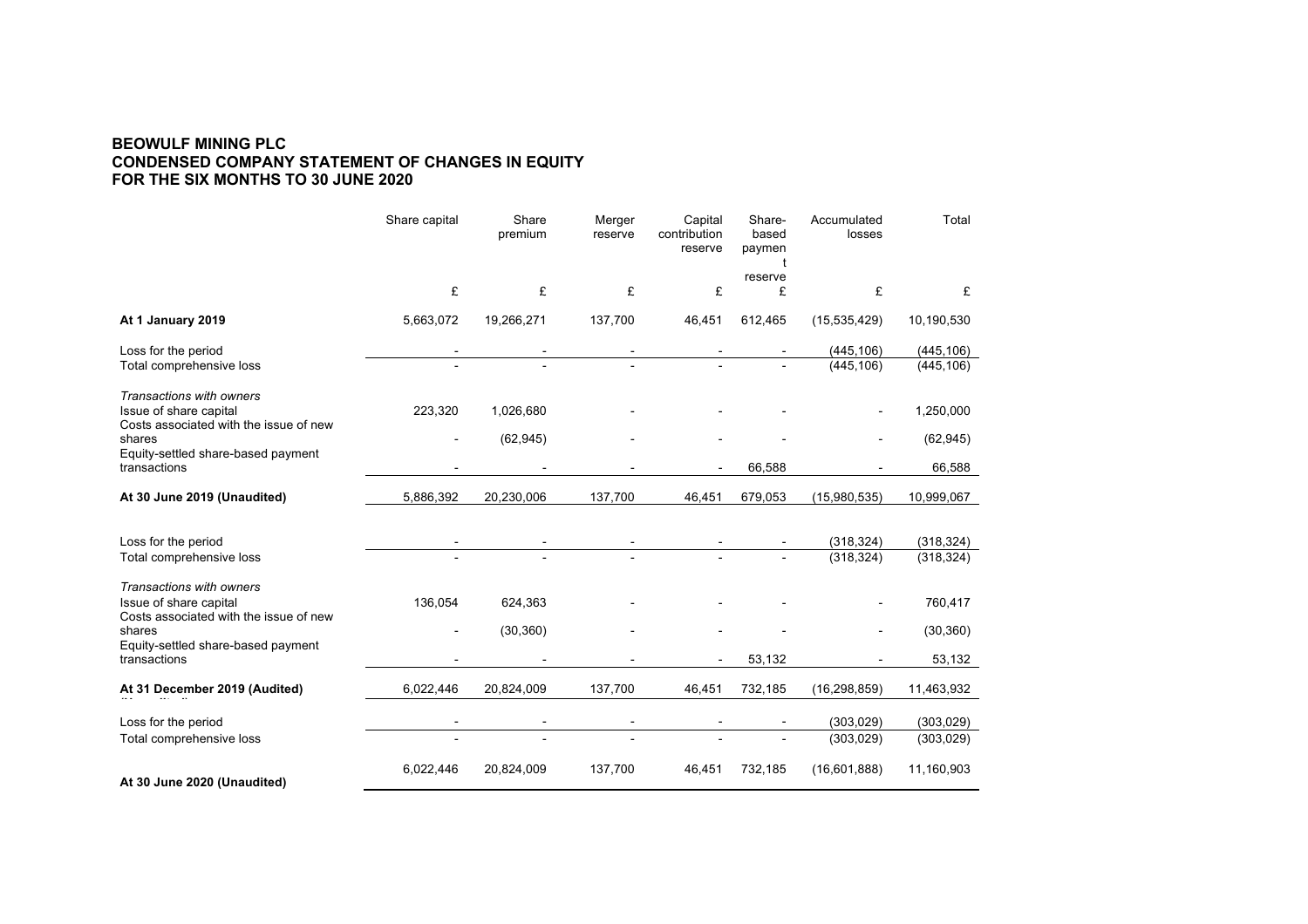# BEOWULF MINING PLC
# CONDENSED COMPANY STATEMENT OF CHANGES IN EQUITY
# FOR THE SIX MONTHS TO 30 JUNE 2020

| | Share capital | Share premium | Merger reserve | Capital contribution reserve | Share-based payment reserve | Accumulated losses | Total |
|---|---|---|---|---|---|---|---|
| | £ | £ | £ | £ | £ | £ | £ |
| **At 1 January 2019** | 5,663,072 | 19,266,271 | 137,700 | 46,451 | 612,465 | (15,535,429) | 10,190,530 |
| Loss for the period | - | - | - | - | - | (445,106) | (445,106) |
| Total comprehensive loss | - | - | - | - | - | (445,106) | (445,106) |
| *Transactions with owners* | | | | | | | |
| Issue of share capital | 223,320 | 1,026,680 | - | - | - | - | 1,250,000 |
| Costs associated with the issue of new shares | - | (62,945) | - | - | - | - | (62,945) |
| Equity-settled share-based payment transactions | - | - | - | - | 66,588 | - | 66,588 |
| **At 30 June 2019 (Unaudited)** | 5,886,392 | 20,230,006 | 137,700 | 46,451 | 679,053 | (15,980,535) | 10,999,067 |
| Loss for the period | - | - | - | - | - | (318,324) | (318,324) |
| Total comprehensive loss | - | - | - | - | - | (318,324) | (318,324) |
| *Transactions with owners* | | | | | | | |
| Issue of share capital | 136,054 | 624,363 | - | - | - | - | 760,417 |
| Costs associated with the issue of new shares | - | (30,360) | - | - | - | - | (30,360) |
| Equity-settled share-based payment transactions | - | - | - | - | 53,132 | - | 53,132 |
| **At 31 December 2019 (Audited)** | 6,022,446 | 20,824,009 | 137,700 | 46,451 | 732,185 | (16,298,859) | 11,463,932 |
| Loss for the period | - | - | - | - | - | (303,029) | (303,029) |
| Total comprehensive loss | - | - | - | - | - | (303,029) | (303,029) |
| **At 30 June 2020 (Unaudited)** | 6,022,446 | 20,824,009 | 137,700 | 46,451 | 732,185 | (16,601,888) | 11,160,903 |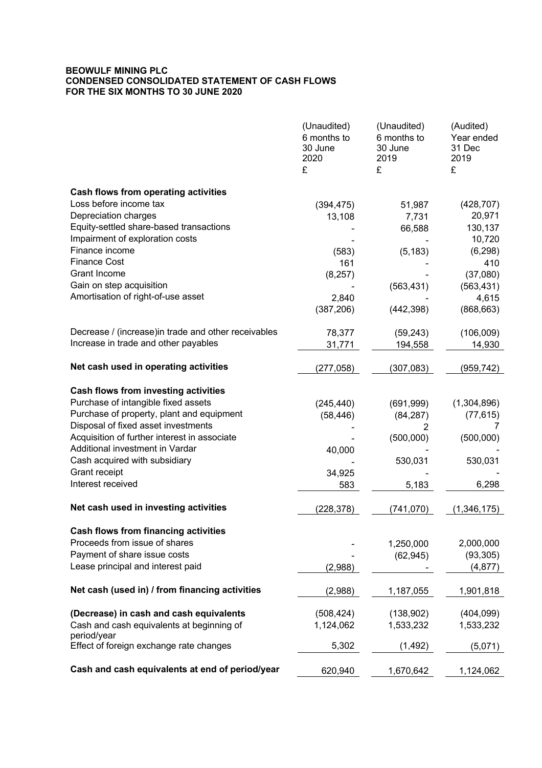**BEOWULF MINING PLC**
**CONDENSED CONSOLIDATED STATEMENT OF CASH FLOWS**
**FOR THE SIX MONTHS TO 30 JUNE 2020**

| | (Unaudited) 6 months to 30 June 2020 £ | (Unaudited) 6 months to 30 June 2019 £ | (Audited) Year ended 31 Dec 2019 £ |
|---|---|---|---|
| **Cash flows from operating activities** | | | |
| Loss before income tax | (394,475) | 51,987 | (428,707) |
| Depreciation charges | 13,108 | 7,731 | 20,971 |
| Equity-settled share-based transactions | - | 66,588 | 130,137 |
| Impairment of exploration costs | - | - | 10,720 |
| Finance income | (583) | (5,183) | (6,298) |
| Finance Cost | 161 | - | 410 |
| Grant Income | (8,257) | - | (37,080) |
| Gain on step acquisition | - | (563,431) | (563,431) |
| Amortisation of right-of-use asset | 2,840 | - | 4,615 |
| | (387,206) | (442,398) | (868,663) |
| Decrease / (increase)in trade and other receivables | 78,377 | (59,243) | (106,009) |
| Increase in trade and other payables | 31,771 | 194,558 | 14,930 |
| **Net cash used in operating activities** | (277,058) | (307,083) | (959,742) |
| **Cash flows from investing activities** | | | |
| Purchase of intangible fixed assets | (245,440) | (691,999) | (1,304,896) |
| Purchase of property, plant and equipment | (58,446) | (84,287) | (77,615) |
| Disposal of fixed asset investments | - | 2 | 7 |
| Acquisition of further interest in associate | - | (500,000) | (500,000) |
| Additional investment in Vardar | 40,000 | - | - |
| Cash acquired with subsidiary | - | 530,031 | 530,031 |
| Grant receipt | 34,925 | - | - |
| Interest received | 583 | 5,183 | 6,298 |
| **Net cash used in investing activities** | (228,378) | (741,070) | (1,346,175) |
| **Cash flows from financing activities** | | | |
| Proceeds from issue of shares | - | 1,250,000 | 2,000,000 |
| Payment of share issue costs | - | (62,945) | (93,305) |
| Lease principal and interest paid | (2,988) | - | (4,877) |
| **Net cash (used in) / from financing activities** | (2,988) | 1,187,055 | 1,901,818 |
| **(Decrease) in cash and cash equivalents** | (508,424) | (138,902) | (404,099) |
| Cash and cash equivalents at beginning of period/year | 1,124,062 | 1,533,232 | 1,533,232 |
| Effect of foreign exchange rate changes | 5,302 | (1,492) | (5,071) |
| **Cash and cash equivalents at end of period/year** | 620,940 | 1,670,642 | 1,124,062 |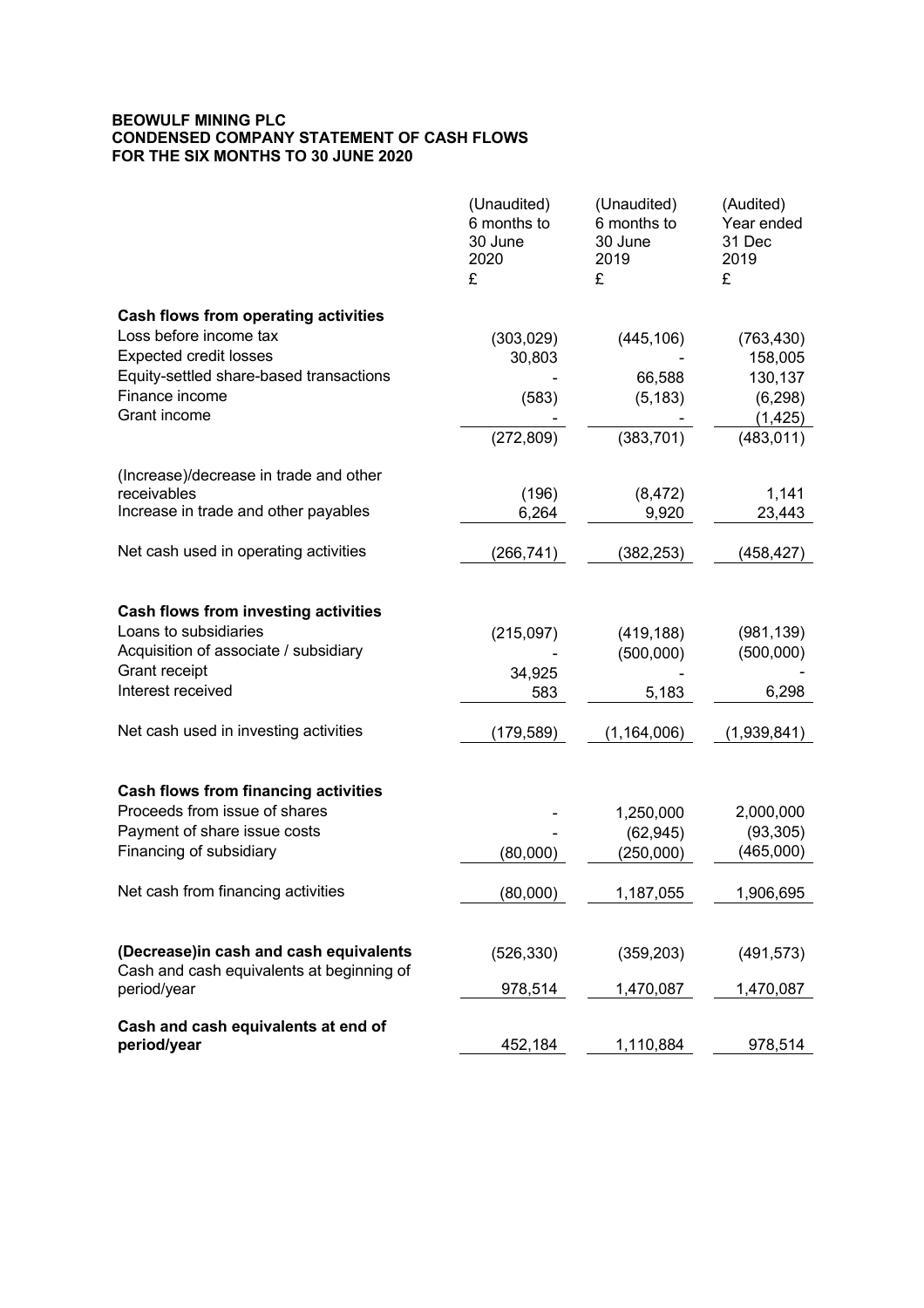**BEOWULF MINING PLC**
**CONDENSED COMPANY STATEMENT OF CASH FLOWS**
**FOR THE SIX MONTHS TO 30 JUNE 2020**

| | (Unaudited) 6 months to 30 June 2020 £ | (Unaudited) 6 months to 30 June 2019 £ | (Audited) Year ended 31 Dec 2019 £ |
|---|---|---|---|
| **Cash flows from operating activities** | | | |
| Loss before income tax | (303,029) | (445,106) | (763,430) |
| Expected credit losses | 30,803 | - | 158,005 |
| Equity-settled share-based transactions | - | 66,588 | 130,137 |
| Finance income | (583) | (5,183) | (6,298) |
| Grant income | - | - | (1,425) |
| | (272,809) | (383,701) | (483,011) |
| (Increase)/decrease in trade and other receivables | (196) | (8,472) | 1,141 |
| Increase in trade and other payables | 6,264 | 9,920 | 23,443 |
| Net cash used in operating activities | (266,741) | (382,253) | (458,427) |
| **Cash flows from investing activities** | | | |
| Loans to subsidiaries | (215,097) | (419,188) | (981,139) |
| Acquisition of associate / subsidiary | - | (500,000) | (500,000) |
| Grant receipt | 34,925 | - | - |
| Interest received | 583 | 5,183 | 6,298 |
| Net cash used in investing activities | (179,589) | (1,164,006) | (1,939,841) |
| **Cash flows from financing activities** | | | |
| Proceeds from issue of shares | - | 1,250,000 | 2,000,000 |
| Payment of share issue costs | - | (62,945) | (93,305) |
| Financing of subsidiary | (80,000) | (250,000) | (465,000) |
| Net cash from financing activities | (80,000) | 1,187,055 | 1,906,695 |
| **(Decrease)in cash and cash equivalents** | (526,330) | (359,203) | (491,573) |
| Cash and cash equivalents at beginning of period/year | 978,514 | 1,470,087 | 1,470,087 |
| **Cash and cash equivalents at end of period/year** | 452,184 | 1,110,884 | 978,514 |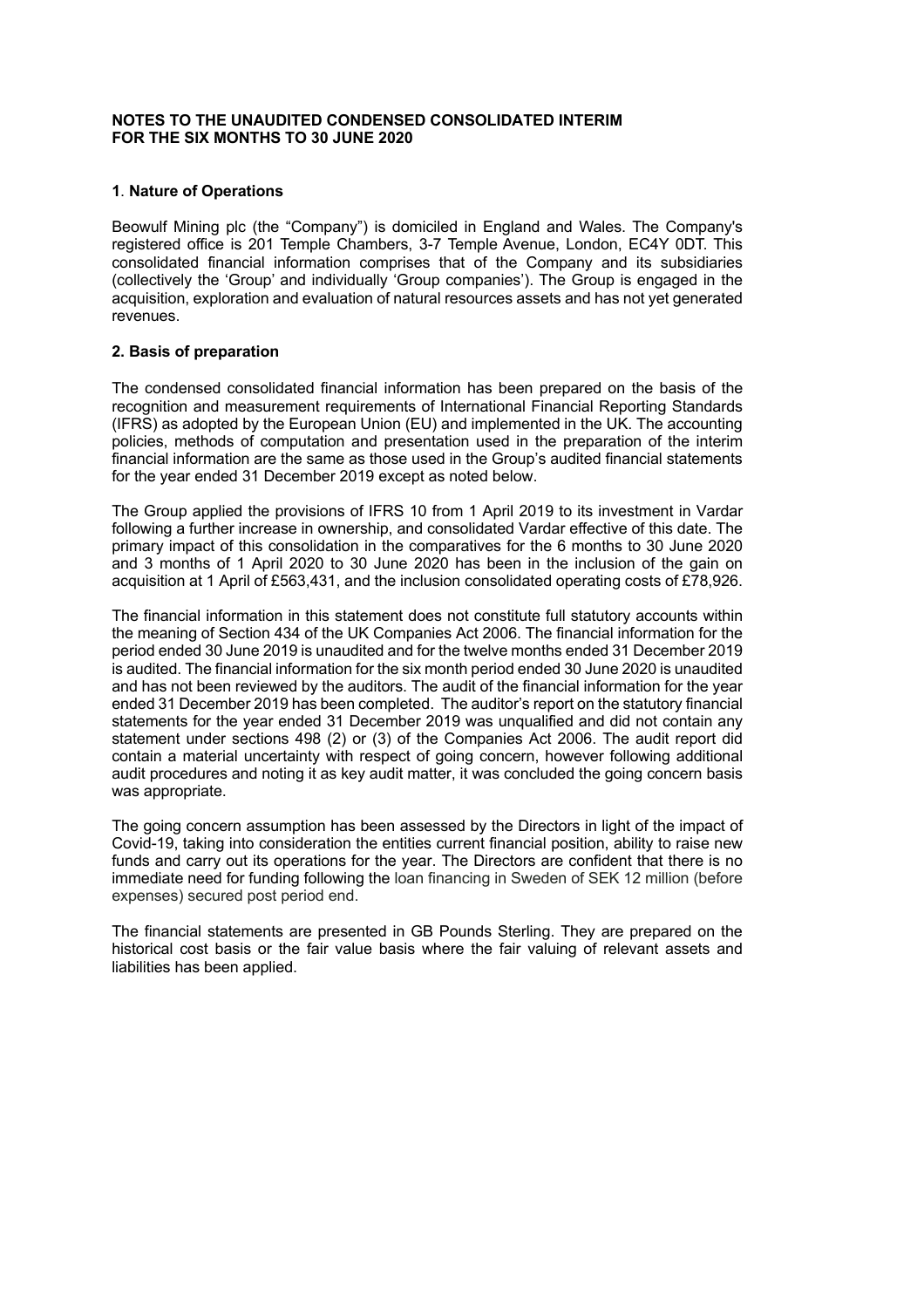**NOTES TO THE UNAUDITED CONDENSED CONSOLIDATED INTERIM FOR THE SIX MONTHS TO 30 JUNE 2020**

## 1. Nature of Operations

Beowulf Mining plc (the "Company") is domiciled in England and Wales. The Company's registered office is 201 Temple Chambers, 3-7 Temple Avenue, London, EC4Y 0DT. This consolidated financial information comprises that of the Company and its subsidiaries (collectively the 'Group' and individually 'Group companies'). The Group is engaged in the acquisition, exploration and evaluation of natural resources assets and has not yet generated revenues.

## 2. Basis of preparation

The condensed consolidated financial information has been prepared on the basis of the recognition and measurement requirements of International Financial Reporting Standards (IFRS) as adopted by the European Union (EU) and implemented in the UK. The accounting policies, methods of computation and presentation used in the preparation of the interim financial information are the same as those used in the Group's audited financial statements for the year ended 31 December 2019 except as noted below.

The Group applied the provisions of IFRS 10 from 1 April 2019 to its investment in Vardar following a further increase in ownership, and consolidated Vardar effective of this date. The primary impact of this consolidation in the comparatives for the 6 months to 30 June 2020 and 3 months of 1 April 2020 to 30 June 2020 has been in the inclusion of the gain on acquisition at 1 April of £563,431, and the inclusion consolidated operating costs of £78,926.

The financial information in this statement does not constitute full statutory accounts within the meaning of Section 434 of the UK Companies Act 2006. The financial information for the period ended 30 June 2019 is unaudited and for the twelve months ended 31 December 2019 is audited. The financial information for the six month period ended 30 June 2020 is unaudited and has not been reviewed by the auditors. The audit of the financial information for the year ended 31 December 2019 has been completed. The auditor's report on the statutory financial statements for the year ended 31 December 2019 was unqualified and did not contain any statement under sections 498 (2) or (3) of the Companies Act 2006. The audit report did contain a material uncertainty with respect of going concern, however following additional audit procedures and noting it as key audit matter, it was concluded the going concern basis was appropriate.

The going concern assumption has been assessed by the Directors in light of the impact of Covid-19, taking into consideration the entities current financial position, ability to raise new funds and carry out its operations for the year. The Directors are confident that there is no immediate need for funding following the loan financing in Sweden of SEK 12 million (before expenses) secured post period end.

The financial statements are presented in GB Pounds Sterling. They are prepared on the historical cost basis or the fair value basis where the fair valuing of relevant assets and liabilities has been applied.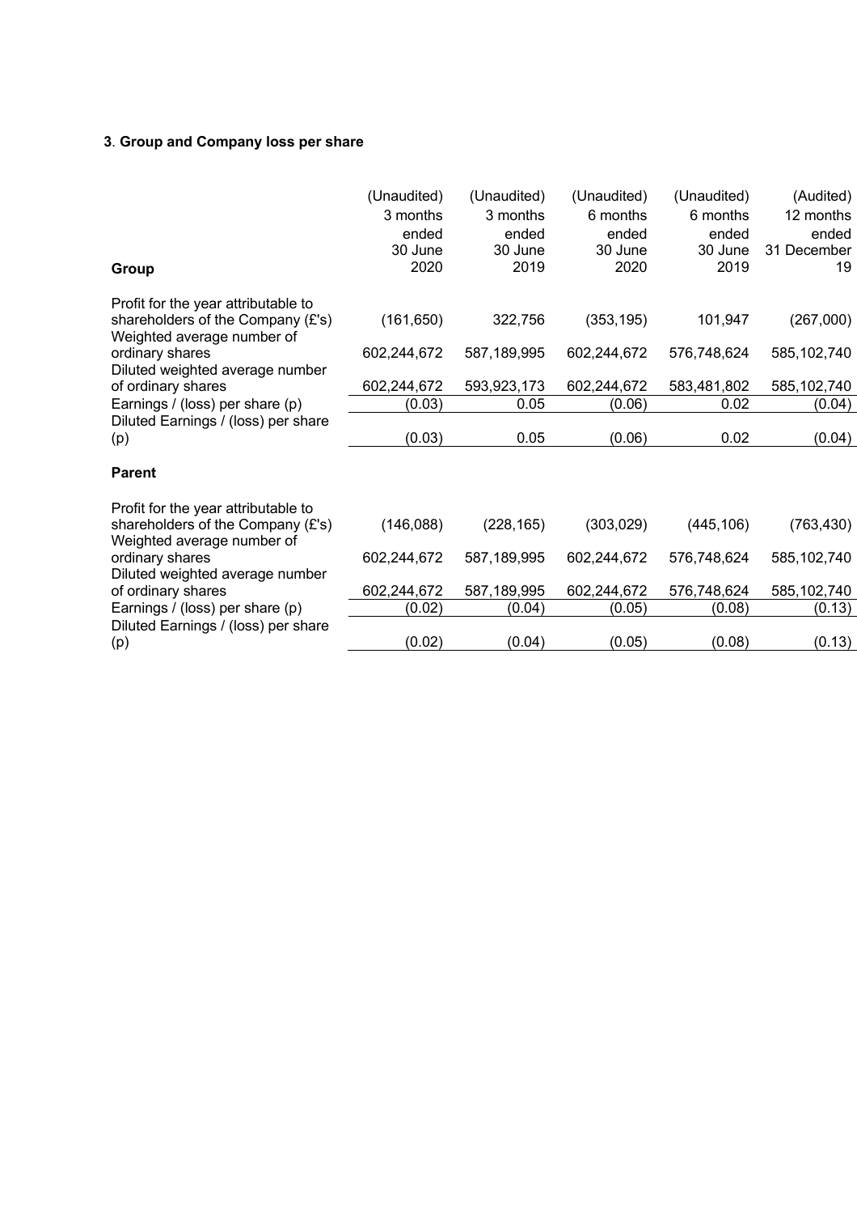### 3. Group and Company loss per share

| Group | (Unaudited) 3 months ended 30 June 2020 | (Unaudited) 3 months ended 30 June 2019 | (Unaudited) 6 months ended 30 June 2020 | (Unaudited) 6 months ended 30 June 2019 | (Audited) 12 months ended 31 December 19 |
|---|---|---|---|---|---|
| Profit for the year attributable to shareholders of the Company (£'s) | (161,650) | 322,756 | (353,195) | 101,947 | (267,000) |
| Weighted average number of ordinary shares | 602,244,672 | 587,189,995 | 602,244,672 | 576,748,624 | 585,102,740 |
| Diluted weighted average number of ordinary shares | 602,244,672 | 593,923,173 | 602,244,672 | 583,481,802 | 585,102,740 |
| Earnings / (loss) per share (p) | (0.03) | 0.05 | (0.06) | 0.02 | (0.04) |
| Diluted Earnings / (loss) per share (p) | (0.03) | 0.05 | (0.06) | 0.02 | (0.04) |
| **Parent** | | | | | |
| Profit for the year attributable to shareholders of the Company (£'s) | (146,088) | (228,165) | (303,029) | (445,106) | (763,430) |
| Weighted average number of ordinary shares | 602,244,672 | 587,189,995 | 602,244,672 | 576,748,624 | 585,102,740 |
| Diluted weighted average number of ordinary shares | 602,244,672 | 587,189,995 | 602,244,672 | 576,748,624 | 585,102,740 |
| Earnings / (loss) per share (p) | (0.02) | (0.04) | (0.05) | (0.08) | (0.13) |
| Diluted Earnings / (loss) per share (p) | (0.02) | (0.04) | (0.05) | (0.08) | (0.13) |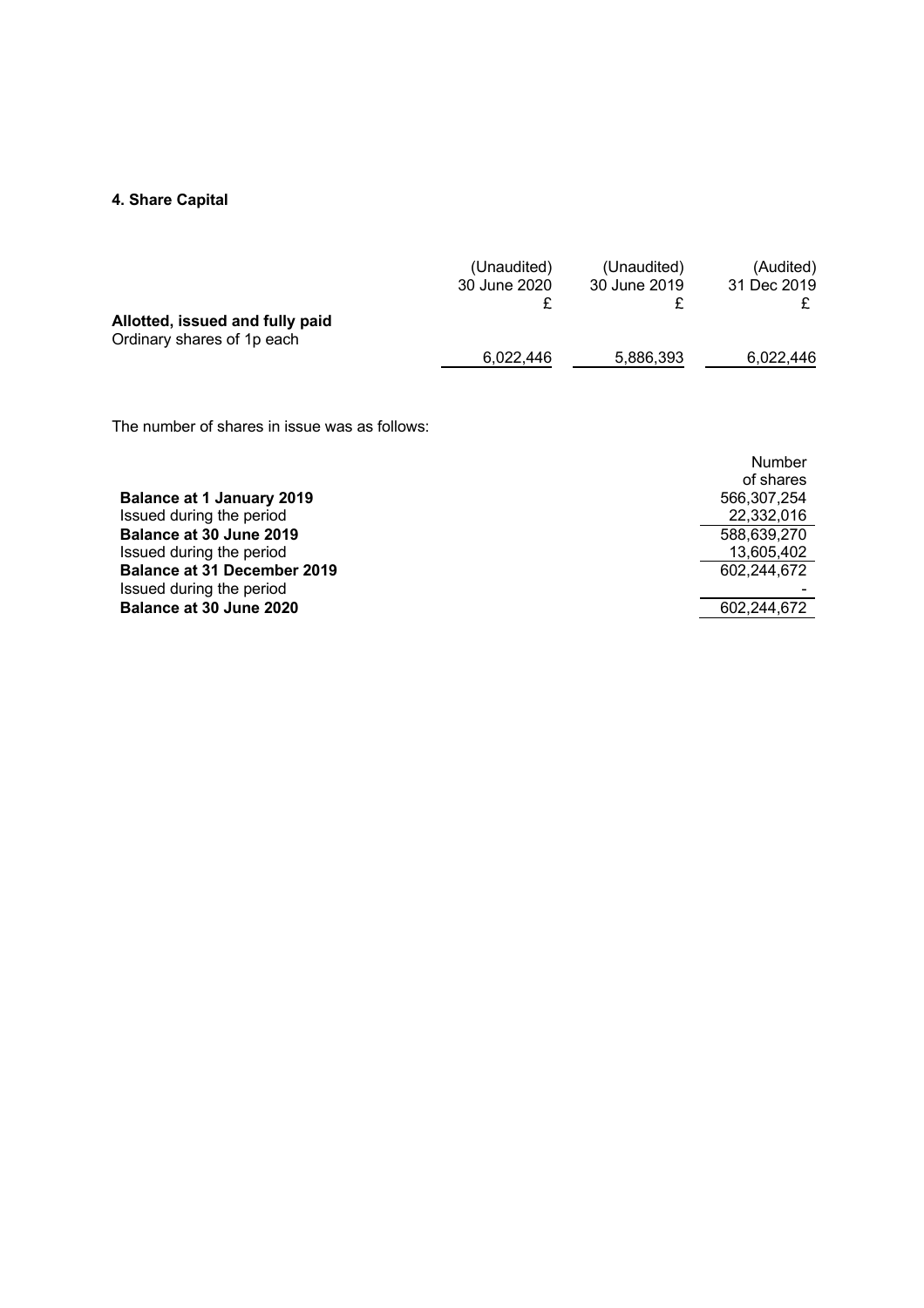### 4. Share Capital

| | (Unaudited) 30 June 2020 £ | (Unaudited) 30 June 2019 £ | (Audited) 31 Dec 2019 £ |
|---|---|---|---|
| **Allotted, issued and fully paid** | | | |
| Ordinary shares of 1p each | 6,022,446 | 5,886,393 | 6,022,446 |

The number of shares in issue was as follows:

| | Number of shares |
|---|---|
| **Balance at 1 January 2019** | 566,307,254 |
| Issued during the period | 22,332,016 |
| **Balance at 30 June 2019** | 588,639,270 |
| Issued during the period | 13,605,402 |
| **Balance at 31 December 2019** | 602,244,672 |
| Issued during the period | - |
| **Balance at 30 June 2020** | 602,244,672 |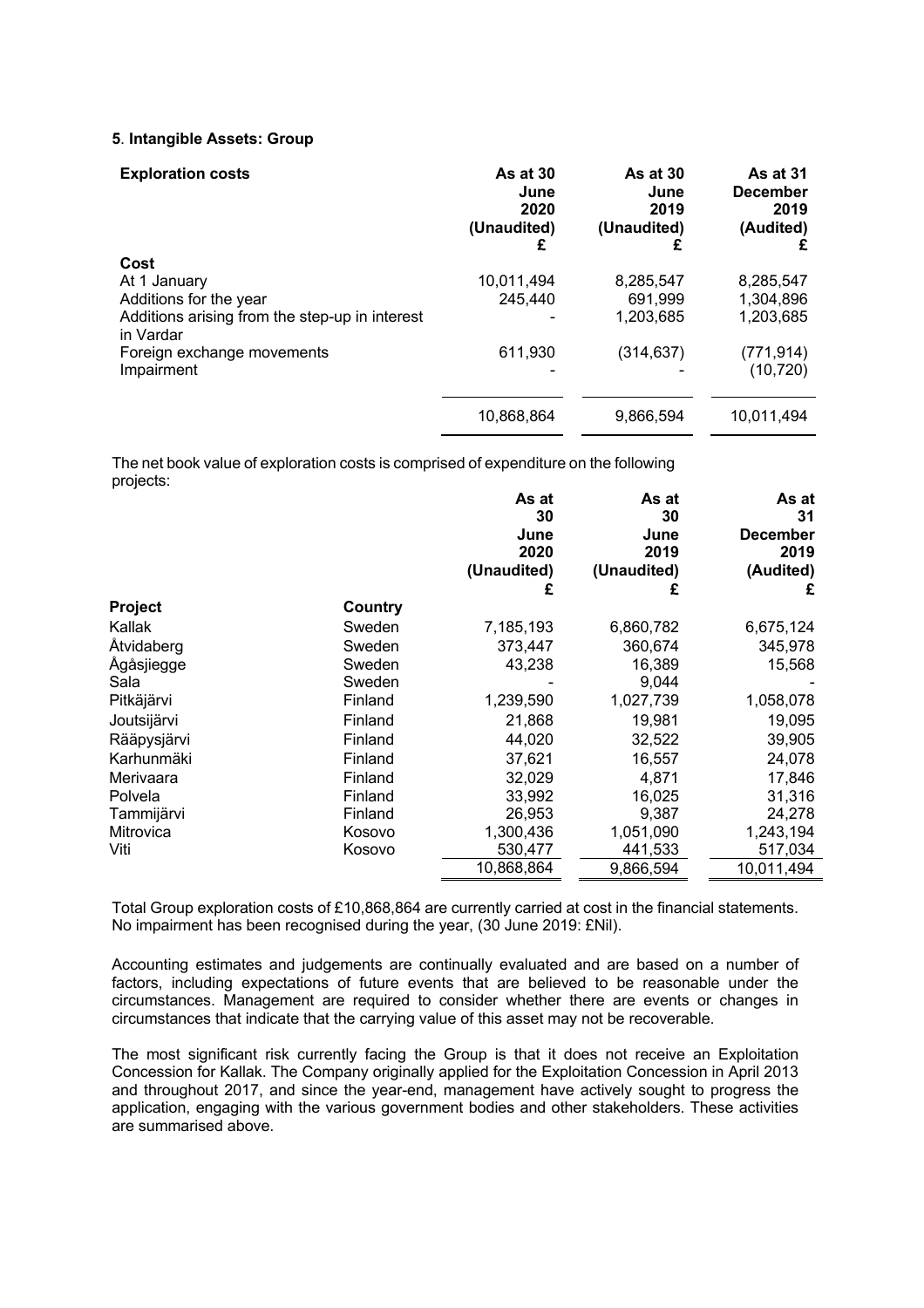**5. Intangible Assets: Group**

| Exploration costs | As at 30 June 2020 (Unaudited) £ | As at 30 June 2019 (Unaudited) £ | As at 31 December 2019 (Audited) £ |
|---|---|---|---|
| **Cost** | | | |
| At 1 January | 10,011,494 | 8,285,547 | 8,285,547 |
| Additions for the year | 245,440 | 691,999 | 1,304,896 |
| Additions arising from the step-up in interest in Vardar | - | 1,203,685 | 1,203,685 |
| Foreign exchange movements | 611,930 | (314,637) | (771,914) |
| Impairment | - | - | (10,720) |
| | 10,868,864 | 9,866,594 | 10,011,494 |

The net book value of exploration costs is comprised of expenditure on the following projects:

| Project | Country | As at 30 June 2020 (Unaudited) £ | As at 30 June 2019 (Unaudited) £ | As at 31 December 2019 (Audited) £ |
|---|---|---|---|---|
| Kallak | Sweden | 7,185,193 | 6,860,782 | 6,675,124 |
| Åtvidaberg | Sweden | 373,447 | 360,674 | 345,978 |
| Ågåsjiegge | Sweden | 43,238 | 16,389 | 15,568 |
| Sala | Sweden | - | 9,044 | - |
| Pitkäjärvi | Finland | 1,239,590 | 1,027,739 | 1,058,078 |
| Joutsijärvi | Finland | 21,868 | 19,981 | 19,095 |
| Rääpysjärvi | Finland | 44,020 | 32,522 | 39,905 |
| Karhunmäki | Finland | 37,621 | 16,557 | 24,078 |
| Merivaara | Finland | 32,029 | 4,871 | 17,846 |
| Polvela | Finland | 33,992 | 16,025 | 31,316 |
| Tammijärvi | Finland | 26,953 | 9,387 | 24,278 |
| Mitrovica | Kosovo | 1,300,436 | 1,051,090 | 1,243,194 |
| Viti | Kosovo | 530,477 | 441,533 | 517,034 |
| | | 10,868,864 | 9,866,594 | 10,011,494 |

Total Group exploration costs of £10,868,864 are currently carried at cost in the financial statements. No impairment has been recognised during the year, (30 June 2019: £Nil).

Accounting estimates and judgements are continually evaluated and are based on a number of factors, including expectations of future events that are believed to be reasonable under the circumstances. Management are required to consider whether there are events or changes in circumstances that indicate that the carrying value of this asset may not be recoverable.

The most significant risk currently facing the Group is that it does not receive an Exploitation Concession for Kallak. The Company originally applied for the Exploitation Concession in April 2013 and throughout 2017, and since the year-end, management have actively sought to progress the application, engaging with the various government bodies and other stakeholders. These activities are summarised above.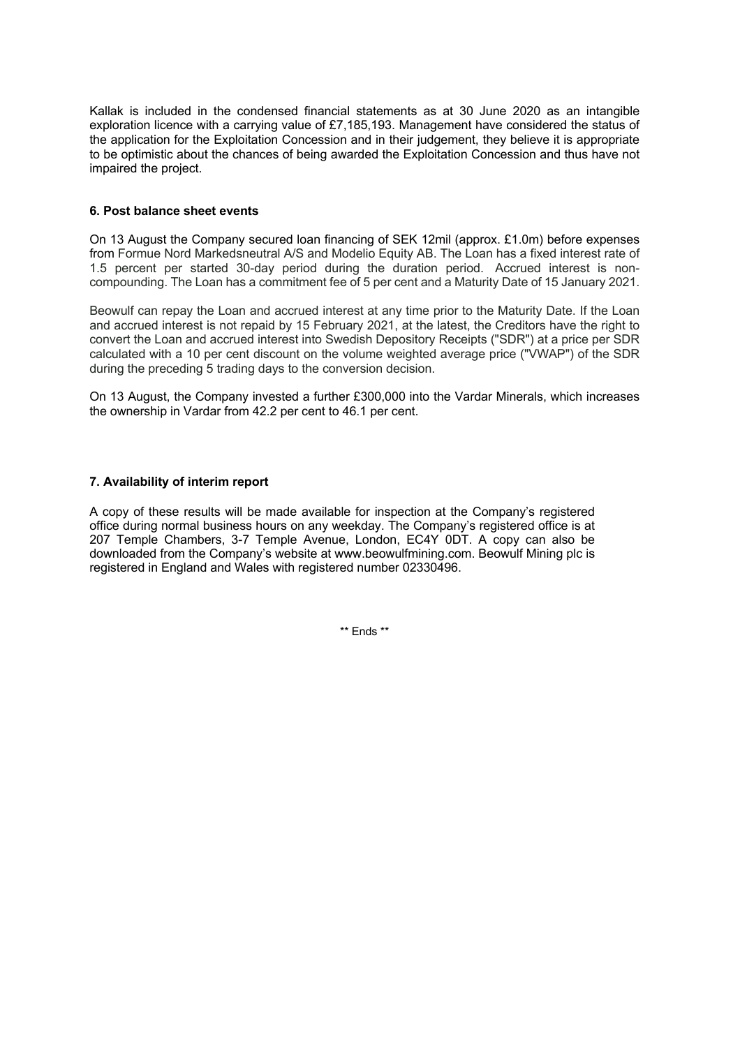Kallak is included in the condensed financial statements as at 30 June 2020 as an intangible exploration licence with a carrying value of £7,185,193. Management have considered the status of the application for the Exploitation Concession and in their judgement, they believe it is appropriate to be optimistic about the chances of being awarded the Exploitation Concession and thus have not impaired the project.

**6. Post balance sheet events**

On 13 August the Company secured loan financing of SEK 12mil (approx. £1.0m) before expenses from Formue Nord Markedsneutral A/S and Modelio Equity AB. The Loan has a fixed interest rate of 1.5 percent per started 30-day period during the duration period. Accrued interest is non-compounding. The Loan has a commitment fee of 5 per cent and a Maturity Date of 15 January 2021.

Beowulf can repay the Loan and accrued interest at any time prior to the Maturity Date. If the Loan and accrued interest is not repaid by 15 February 2021, at the latest, the Creditors have the right to convert the Loan and accrued interest into Swedish Depository Receipts ("SDR") at a price per SDR calculated with a 10 per cent discount on the volume weighted average price ("VWAP") of the SDR during the preceding 5 trading days to the conversion decision.

On 13 August, the Company invested a further £300,000 into the Vardar Minerals, which increases the ownership in Vardar from 42.2 per cent to 46.1 per cent.

**7. Availability of interim report**

A copy of these results will be made available for inspection at the Company's registered office during normal business hours on any weekday. The Company's registered office is at 207 Temple Chambers, 3-7 Temple Avenue, London, EC4Y 0DT. A copy can also be downloaded from the Company's website at www.beowulfmining.com. Beowulf Mining plc is registered in England and Wales with registered number 02330496.

** Ends **